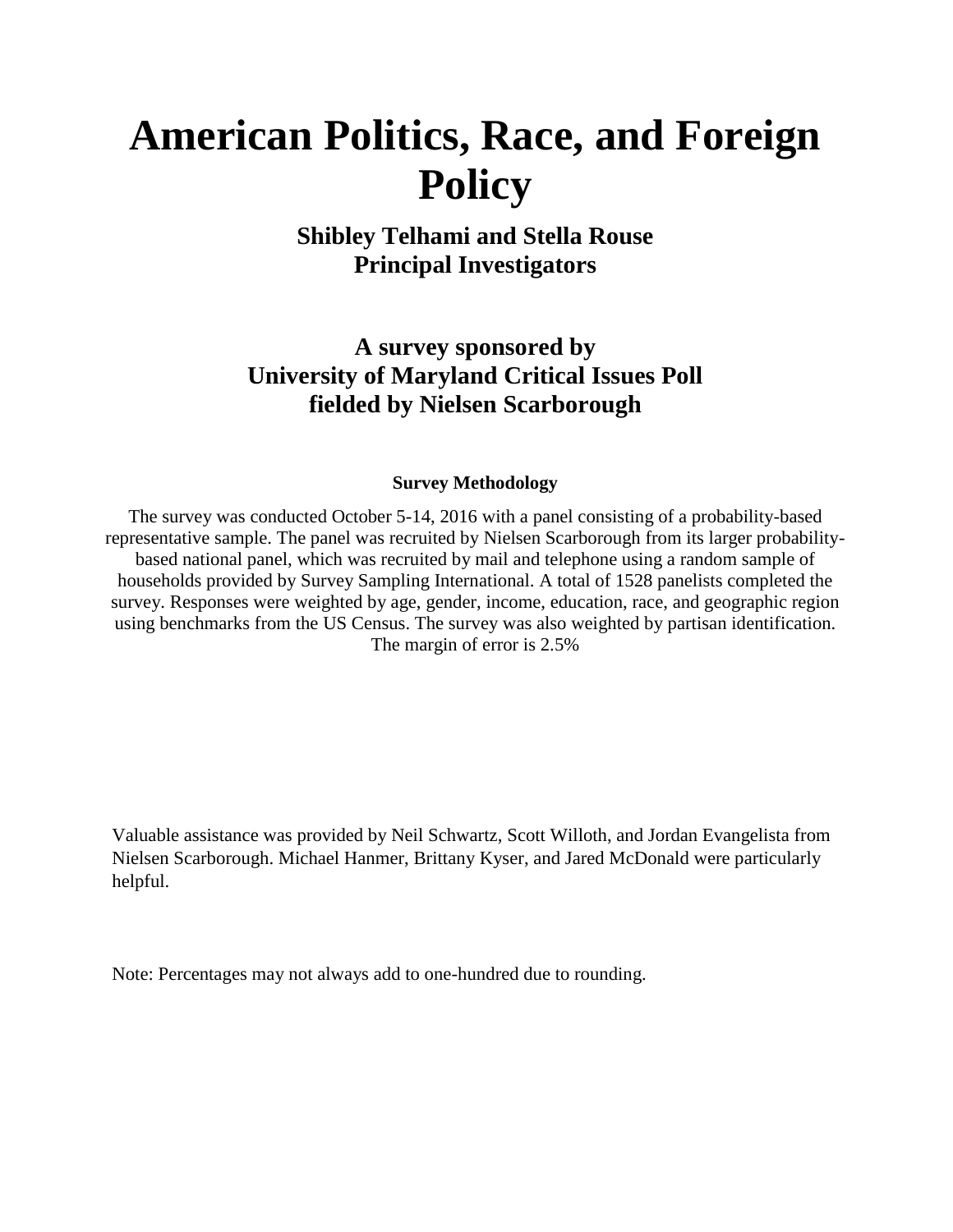# American Politics, Race, and Foreign Policy

**Shibley Telhami and Stella Rouse**
**Principal Investigators**

## A survey sponsored by University of Maryland Critical Issues Poll fielded by Nielsen Scarborough

**Survey Methodology**

The survey was conducted October 5-14, 2016 with a panel consisting of a probability-based representative sample. The panel was recruited by Nielsen Scarborough from its larger probability-based national panel, which was recruited by mail and telephone using a random sample of households provided by Survey Sampling International. A total of 1528 panelists completed the survey. Responses were weighted by age, gender, income, education, race, and geographic region using benchmarks from the US Census. The survey was also weighted by partisan identification. The margin of error is 2.5%

Valuable assistance was provided by Neil Schwartz, Scott Willoth, and Jordan Evangelista from Nielsen Scarborough. Michael Hanmer, Brittany Kyser, and Jared McDonald were particularly helpful.

Note: Percentages may not always add to one-hundred due to rounding.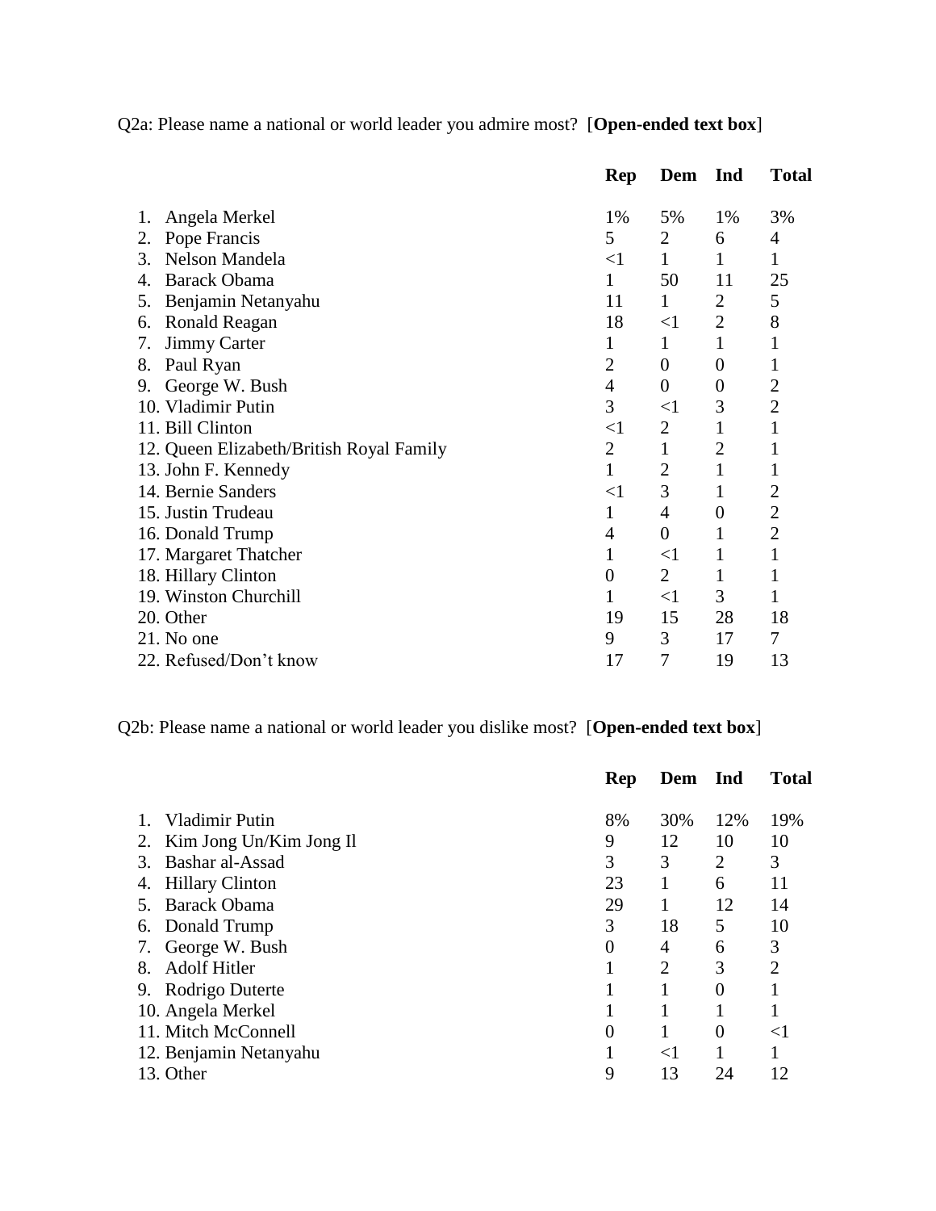Q2a: Please name a national or world leader you admire most? [**Open-ended text box**]

| | **Rep** | **Dem** | **Ind** | **Total** |
|---|---|---|---|---|
| 1. Angela Merkel | 1% | 5% | 1% | 3% |
| 2. Pope Francis | 5 | 2 | 6 | 4 |
| 3. Nelson Mandela | <1 | 1 | 1 | 1 |
| 4. Barack Obama | 1 | 50 | 11 | 25 |
| 5. Benjamin Netanyahu | 11 | 1 | 2 | 5 |
| 6. Ronald Reagan | 18 | <1 | 2 | 8 |
| 7. Jimmy Carter | 1 | 1 | 1 | 1 |
| 8. Paul Ryan | 2 | 0 | 0 | 1 |
| 9. George W. Bush | 4 | 0 | 0 | 2 |
| 10. Vladimir Putin | 3 | <1 | 3 | 2 |
| 11. Bill Clinton | <1 | 2 | 1 | 1 |
| 12. Queen Elizabeth/British Royal Family | 2 | 1 | 2 | 1 |
| 13. John F. Kennedy | 1 | 2 | 1 | 1 |
| 14. Bernie Sanders | <1 | 3 | 1 | 2 |
| 15. Justin Trudeau | 1 | 4 | 0 | 2 |
| 16. Donald Trump | 4 | 0 | 1 | 2 |
| 17. Margaret Thatcher | 1 | <1 | 1 | 1 |
| 18. Hillary Clinton | 0 | 2 | 1 | 1 |
| 19. Winston Churchill | 1 | <1 | 3 | 1 |
| 20. Other | 19 | 15 | 28 | 18 |
| 21. No one | 9 | 3 | 17 | 7 |
| 22. Refused/Don't know | 17 | 7 | 19 | 13 |

Q2b: Please name a national or world leader you dislike most? [**Open-ended text box**]

| | **Rep** | **Dem** | **Ind** | **Total** |
|---|---|---|---|---|
| 1. Vladimir Putin | 8% | 30% | 12% | 19% |
| 2. Kim Jong Un/Kim Jong Il | 9 | 12 | 10 | 10 |
| 3. Bashar al-Assad | 3 | 3 | 2 | 3 |
| 4. Hillary Clinton | 23 | 1 | 6 | 11 |
| 5. Barack Obama | 29 | 1 | 12 | 14 |
| 6. Donald Trump | 3 | 18 | 5 | 10 |
| 7. George W. Bush | 0 | 4 | 6 | 3 |
| 8. Adolf Hitler | 1 | 2 | 3 | 2 |
| 9. Rodrigo Duterte | 1 | 1 | 0 | 1 |
| 10. Angela Merkel | 1 | 1 | 1 | 1 |
| 11. Mitch McConnell | 0 | 1 | 0 | <1 |
| 12. Benjamin Netanyahu | 1 | <1 | 1 | 1 |
| 13. Other | 9 | 13 | 24 | 12 |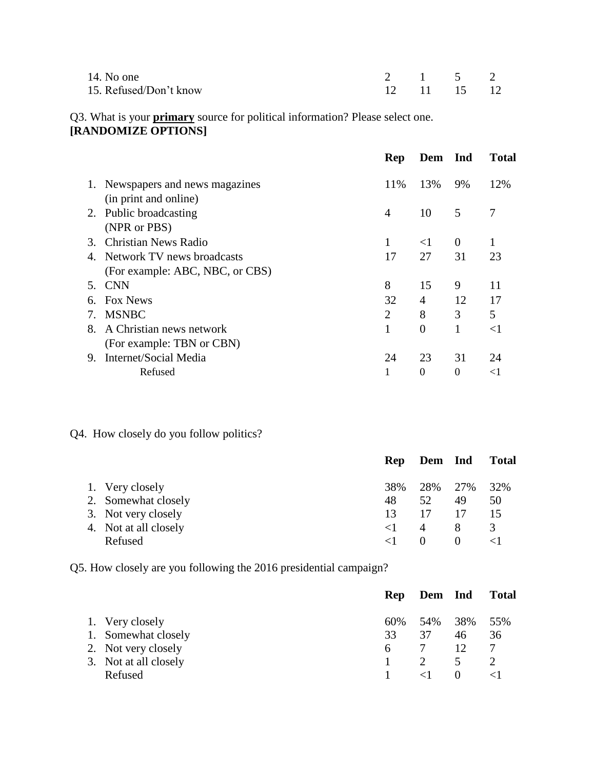| | Rep | Dem | Ind | Total |
|---|---|---|---|---|
| 14. No one | 2 | 1 | 5 | 2 |
| 15. Refused/Don't know | 12 | 11 | 15 | 12 |

Q3. What is your **primary** source for political information? Please select one.
**[RANDOMIZE OPTIONS]**

| | Rep | Dem | Ind | Total |
|---|---|---|---|---|
| 1. Newspapers and news magazines (in print and online) | 11% | 13% | 9% | 12% |
| 2. Public broadcasting (NPR or PBS) | 4 | 10 | 5 | 7 |
| 3. Christian News Radio | 1 | <1 | 0 | 1 |
| 4. Network TV news broadcasts (For example: ABC, NBC, or CBS) | 17 | 27 | 31 | 23 |
| 5. CNN | 8 | 15 | 9 | 11 |
| 6. Fox News | 32 | 4 | 12 | 17 |
| 7. MSNBC | 2 | 8 | 3 | 5 |
| 8. A Christian news network (For example: TBN or CBN) | 1 | 0 | 1 | <1 |
| 9. Internet/Social Media | 24 | 23 | 31 | 24 |
| Refused | 1 | 0 | 0 | <1 |

Q4. How closely do you follow politics?

| | Rep | Dem | Ind | Total |
|---|---|---|---|---|
| 1. Very closely | 38% | 28% | 27% | 32% |
| 2. Somewhat closely | 48 | 52 | 49 | 50 |
| 3. Not very closely | 13 | 17 | 17 | 15 |
| 4. Not at all closely | <1 | 4 | 8 | 3 |
| Refused | <1 | 0 | 0 | <1 |

Q5. How closely are you following the 2016 presidential campaign?

| | Rep | Dem | Ind | Total |
|---|---|---|---|---|
| 1. Very closely | 60% | 54% | 38% | 55% |
| 1. Somewhat closely | 33 | 37 | 46 | 36 |
| 2. Not very closely | 6 | 7 | 12 | 7 |
| 3. Not at all closely | 1 | 2 | 5 | 2 |
| Refused | 1 | <1 | 0 | <1 |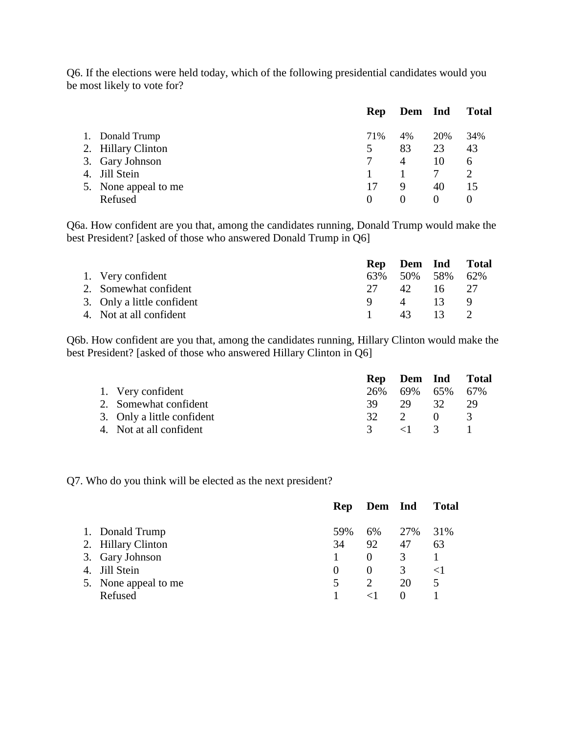Q6. If the elections were held today, which of the following presidential candidates would you be most likely to vote for?

| | Rep | Dem | Ind | Total |
|---|---|---|---|---|
| 1. Donald Trump | 71% | 4% | 20% | 34% |
| 2. Hillary Clinton | 5 | 83 | 23 | 43 |
| 3. Gary Johnson | 7 | 4 | 10 | 6 |
| 4. Jill Stein | 1 | 1 | 7 | 2 |
| 5. None appeal to me | 17 | 9 | 40 | 15 |
| Refused | 0 | 0 | 0 | 0 |

Q6a. How confident are you that, among the candidates running, Donald Trump would make the best President? [asked of those who answered Donald Trump in Q6]

| | Rep | Dem | Ind | Total |
|---|---|---|---|---|
| 1. Very confident | 63% | 50% | 58% | 62% |
| 2. Somewhat confident | 27 | 42 | 16 | 27 |
| 3. Only a little confident | 9 | 4 | 13 | 9 |
| 4. Not at all confident | 1 | 43 | 13 | 2 |

Q6b. How confident are you that, among the candidates running, Hillary Clinton would make the best President? [asked of those who answered Hillary Clinton in Q6]

| | Rep | Dem | Ind | Total |
|---|---|---|---|---|
| 1. Very confident | 26% | 69% | 65% | 67% |
| 2. Somewhat confident | 39 | 29 | 32 | 29 |
| 3. Only a little confident | 32 | 2 | 0 | 3 |
| 4. Not at all confident | 3 | <1 | 3 | 1 |

Q7. Who do you think will be elected as the next president?

| | Rep | Dem | Ind | Total |
|---|---|---|---|---|
| 1. Donald Trump | 59% | 6% | 27% | 31% |
| 2. Hillary Clinton | 34 | 92 | 47 | 63 |
| 3. Gary Johnson | 1 | 0 | 3 | 1 |
| 4. Jill Stein | 0 | 0 | 3 | <1 |
| 5. None appeal to me | 5 | 2 | 20 | 5 |
| Refused | 1 | <1 | 0 | 1 |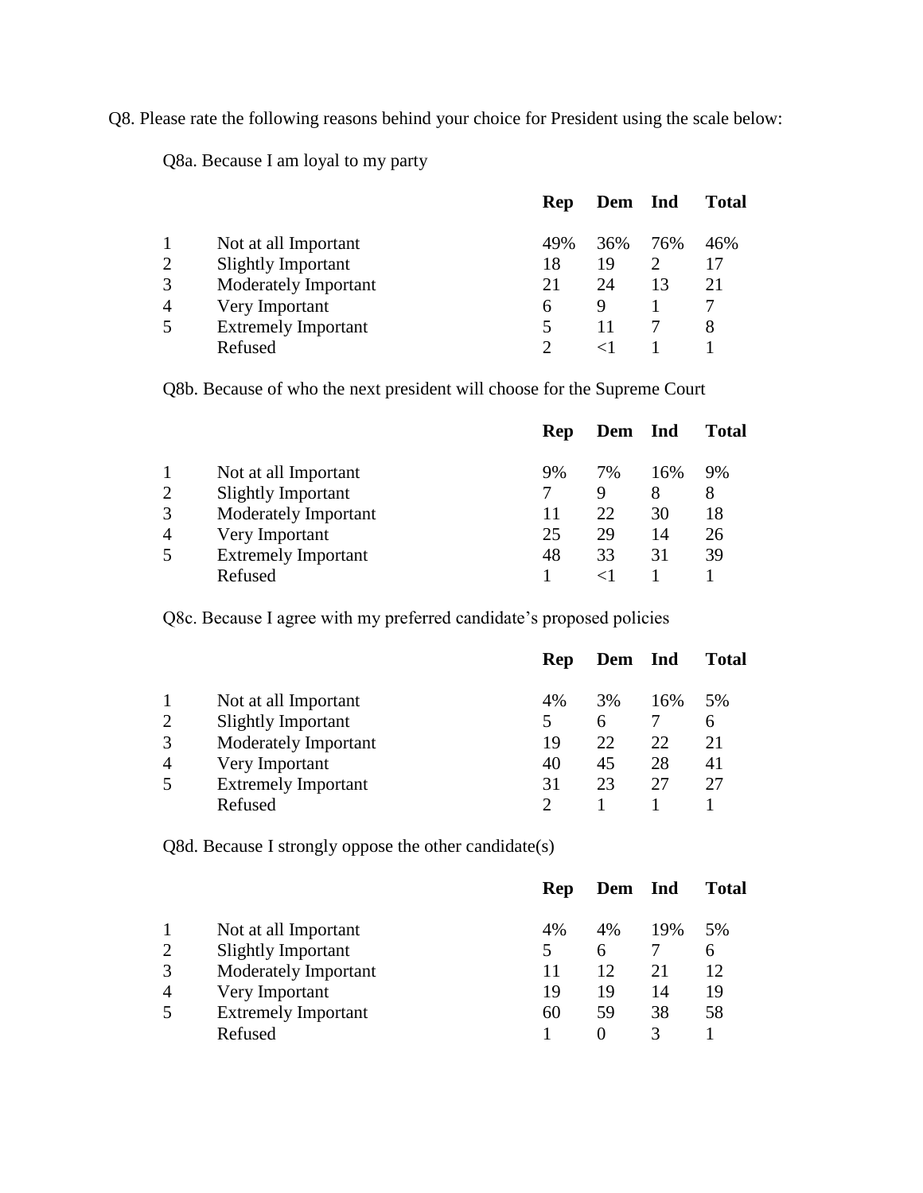Q8. Please rate the following reasons behind your choice for President using the scale below:

Q8a. Because I am loyal to my party

| | | Rep | Dem | Ind | Total |
|---|---|---|---|---|---|
| 1 | Not at all Important | 49% | 36% | 76% | 46% |
| 2 | Slightly Important | 18 | 19 | 2 | 17 |
| 3 | Moderately Important | 21 | 24 | 13 | 21 |
| 4 | Very Important | 6 | 9 | 1 | 7 |
| 5 | Extremely Important | 5 | 11 | 7 | 8 |
| | Refused | 2 | <1 | 1 | 1 |

Q8b. Because of who the next president will choose for the Supreme Court

| | | Rep | Dem | Ind | Total |
|---|---|---|---|---|---|
| 1 | Not at all Important | 9% | 7% | 16% | 9% |
| 2 | Slightly Important | 7 | 9 | 8 | 8 |
| 3 | Moderately Important | 11 | 22 | 30 | 18 |
| 4 | Very Important | 25 | 29 | 14 | 26 |
| 5 | Extremely Important | 48 | 33 | 31 | 39 |
| | Refused | 1 | <1 | 1 | 1 |

Q8c. Because I agree with my preferred candidate's proposed policies

| | | Rep | Dem | Ind | Total |
|---|---|---|---|---|---|
| 1 | Not at all Important | 4% | 3% | 16% | 5% |
| 2 | Slightly Important | 5 | 6 | 7 | 6 |
| 3 | Moderately Important | 19 | 22 | 22 | 21 |
| 4 | Very Important | 40 | 45 | 28 | 41 |
| 5 | Extremely Important | 31 | 23 | 27 | 27 |
| | Refused | 2 | 1 | 1 | 1 |

Q8d. Because I strongly oppose the other candidate(s)

| | | Rep | Dem | Ind | Total |
|---|---|---|---|---|---|
| 1 | Not at all Important | 4% | 4% | 19% | 5% |
| 2 | Slightly Important | 5 | 6 | 7 | 6 |
| 3 | Moderately Important | 11 | 12 | 21 | 12 |
| 4 | Very Important | 19 | 19 | 14 | 19 |
| 5 | Extremely Important | 60 | 59 | 38 | 58 |
| | Refused | 1 | 0 | 3 | 1 |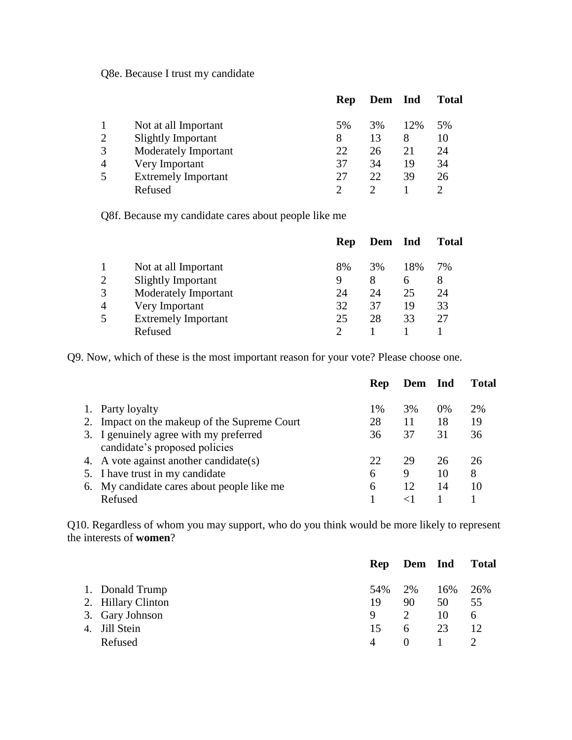Q8e. Because I trust my candidate

| | | Rep | Dem | Ind | Total |
|---|---|---|---|---|---|
| 1 | Not at all Important | 5% | 3% | 12% | 5% |
| 2 | Slightly Important | 8 | 13 | 8 | 10 |
| 3 | Moderately Important | 22 | 26 | 21 | 24 |
| 4 | Very Important | 37 | 34 | 19 | 34 |
| 5 | Extremely Important | 27 | 22 | 39 | 26 |
| | Refused | 2 | 2 | 1 | 2 |

Q8f. Because my candidate cares about people like me

| | | Rep | Dem | Ind | Total |
|---|---|---|---|---|---|
| 1 | Not at all Important | 8% | 3% | 18% | 7% |
| 2 | Slightly Important | 9 | 8 | 6 | 8 |
| 3 | Moderately Important | 24 | 24 | 25 | 24 |
| 4 | Very Important | 32 | 37 | 19 | 33 |
| 5 | Extremely Important | 25 | 28 | 33 | 27 |
| | Refused | 2 | 1 | 1 | 1 |

Q9. Now, which of these is the most important reason for your vote? Please choose one.

| | Rep | Dem | Ind | Total |
|---|---|---|---|---|
| 1. Party loyalty | 1% | 3% | 0% | 2% |
| 2. Impact on the makeup of the Supreme Court | 28 | 11 | 18 | 19 |
| 3. I genuinely agree with my preferred candidate's proposed policies | 36 | 37 | 31 | 36 |
| 4. A vote against another candidate(s) | 22 | 29 | 26 | 26 |
| 5. I have trust in my candidate | 6 | 9 | 10 | 8 |
| 6. My candidate cares about people like me | 6 | 12 | 14 | 10 |
| Refused | 1 | <1 | 1 | 1 |

Q10. Regardless of whom you may support, who do you think would be more likely to represent the interests of **women**?

| | Rep | Dem | Ind | Total |
|---|---|---|---|---|
| 1. Donald Trump | 54% | 2% | 16% | 26% |
| 2. Hillary Clinton | 19 | 90 | 50 | 55 |
| 3. Gary Johnson | 9 | 2 | 10 | 6 |
| 4. Jill Stein | 15 | 6 | 23 | 12 |
| Refused | 4 | 0 | 1 | 2 |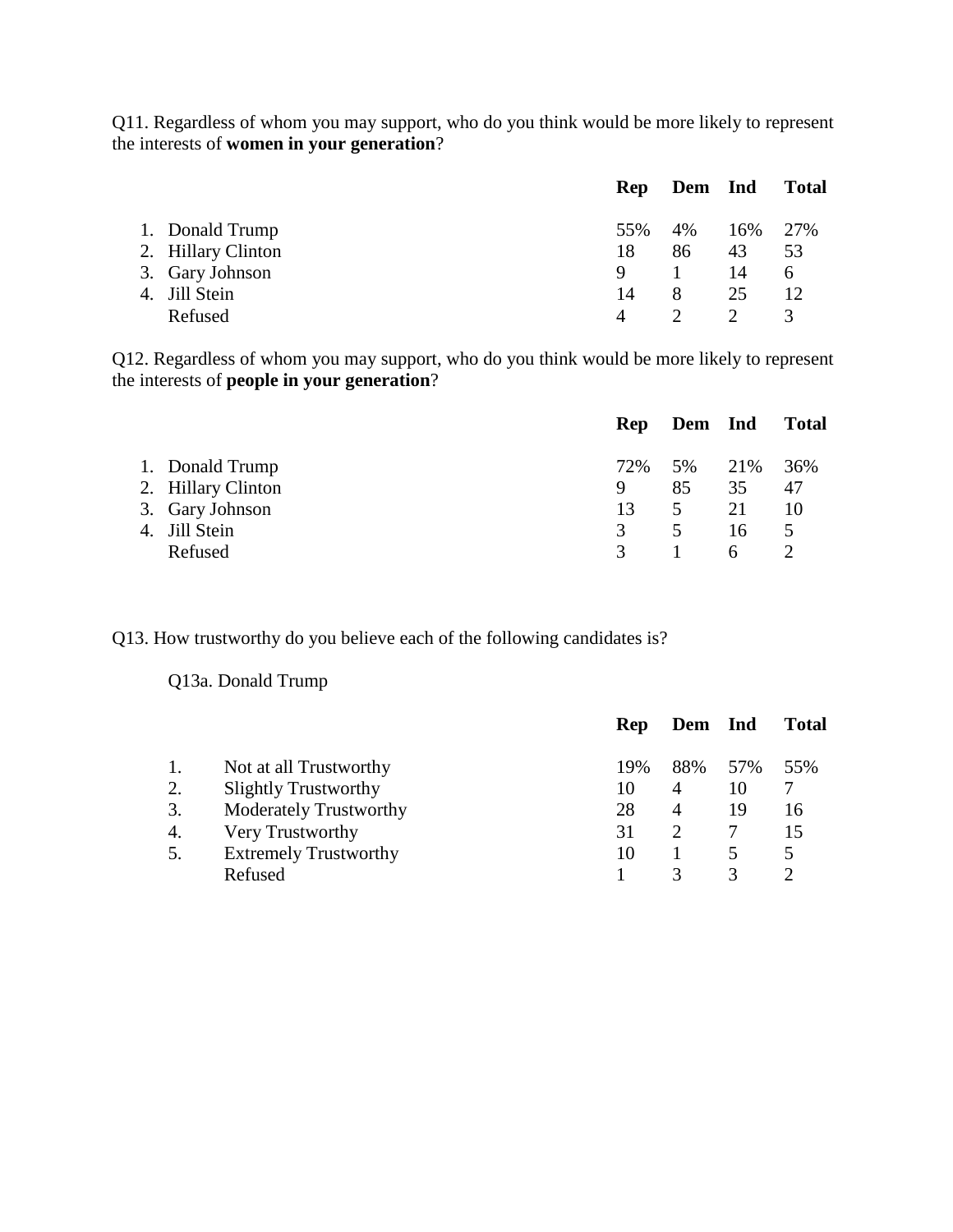Q11. Regardless of whom you may support, who do you think would be more likely to represent the interests of **women in your generation**?

| | Rep | Dem | Ind | Total |
|---|---|---|---|---|
| 1. Donald Trump | 55% | 4% | 16% | 27% |
| 2. Hillary Clinton | 18 | 86 | 43 | 53 |
| 3. Gary Johnson | 9 | 1 | 14 | 6 |
| 4. Jill Stein | 14 | 8 | 25 | 12 |
| Refused | 4 | 2 | 2 | 3 |

Q12. Regardless of whom you may support, who do you think would be more likely to represent the interests of **people in your generation**?

| | Rep | Dem | Ind | Total |
|---|---|---|---|---|
| 1. Donald Trump | 72% | 5% | 21% | 36% |
| 2. Hillary Clinton | 9 | 85 | 35 | 47 |
| 3. Gary Johnson | 13 | 5 | 21 | 10 |
| 4. Jill Stein | 3 | 5 | 16 | 5 |
| Refused | 3 | 1 | 6 | 2 |

Q13. How trustworthy do you believe each of the following candidates is?

Q13a. Donald Trump

| | | Rep | Dem | Ind | Total |
|---|---|---|---|---|---|
| 1. | Not at all Trustworthy | 19% | 88% | 57% | 55% |
| 2. | Slightly Trustworthy | 10 | 4 | 10 | 7 |
| 3. | Moderately Trustworthy | 28 | 4 | 19 | 16 |
| 4. | Very Trustworthy | 31 | 2 | 7 | 15 |
| 5. | Extremely Trustworthy | 10 | 1 | 5 | 5 |
| | Refused | 1 | 3 | 3 | 2 |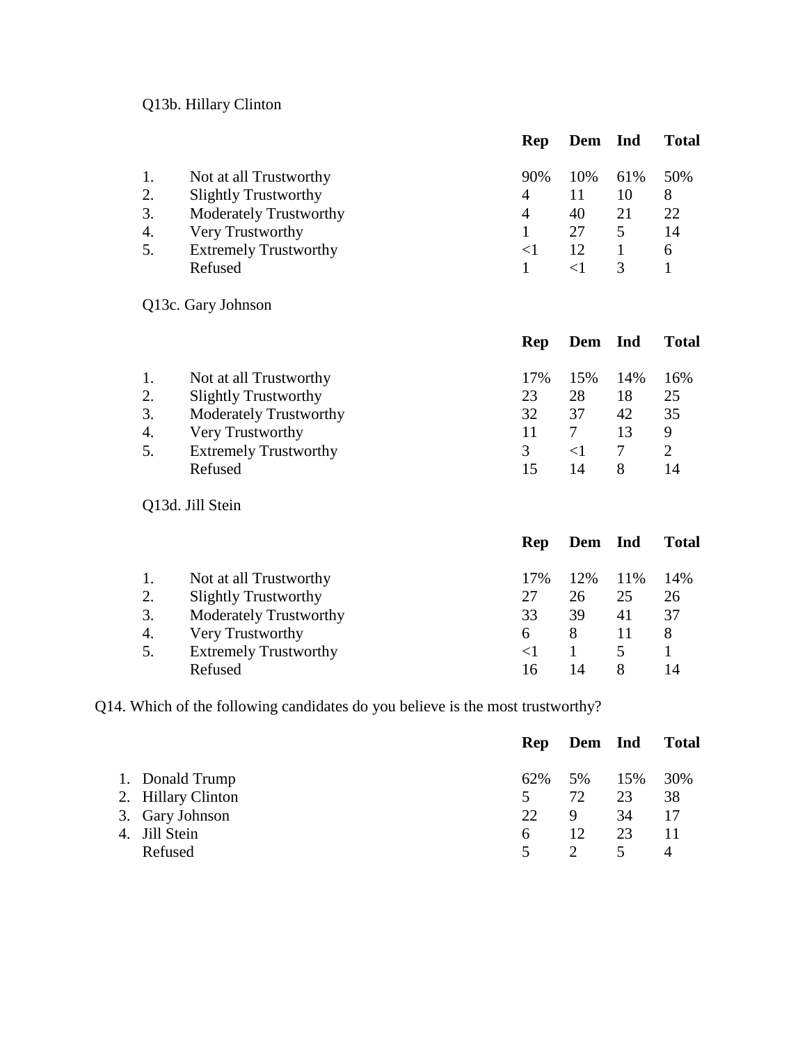Q13b. Hillary Clinton

| | | Rep | Dem | Ind | Total |
|---|---|---|---|---|---|
| 1. | Not at all Trustworthy | 90% | 10% | 61% | 50% |
| 2. | Slightly Trustworthy | 4 | 11 | 10 | 8 |
| 3. | Moderately Trustworthy | 4 | 40 | 21 | 22 |
| 4. | Very Trustworthy | 1 | 27 | 5 | 14 |
| 5. | Extremely Trustworthy | <1 | 12 | 1 | 6 |
| | Refused | 1 | <1 | 3 | 1 |

Q13c. Gary Johnson

| | | Rep | Dem | Ind | Total |
|---|---|---|---|---|---|
| 1. | Not at all Trustworthy | 17% | 15% | 14% | 16% |
| 2. | Slightly Trustworthy | 23 | 28 | 18 | 25 |
| 3. | Moderately Trustworthy | 32 | 37 | 42 | 35 |
| 4. | Very Trustworthy | 11 | 7 | 13 | 9 |
| 5. | Extremely Trustworthy | 3 | <1 | 7 | 2 |
| | Refused | 15 | 14 | 8 | 14 |

Q13d. Jill Stein

| | | Rep | Dem | Ind | Total |
|---|---|---|---|---|---|
| 1. | Not at all Trustworthy | 17% | 12% | 11% | 14% |
| 2. | Slightly Trustworthy | 27 | 26 | 25 | 26 |
| 3. | Moderately Trustworthy | 33 | 39 | 41 | 37 |
| 4. | Very Trustworthy | 6 | 8 | 11 | 8 |
| 5. | Extremely Trustworthy | <1 | 1 | 5 | 1 |
| | Refused | 16 | 14 | 8 | 14 |

Q14. Which of the following candidates do you believe is the most trustworthy?

| | Rep | Dem | Ind | Total |
|---|---|---|---|---|
| 1. Donald Trump | 62% | 5% | 15% | 30% |
| 2. Hillary Clinton | 5 | 72 | 23 | 38 |
| 3. Gary Johnson | 22 | 9 | 34 | 17 |
| 4. Jill Stein | 6 | 12 | 23 | 11 |
| Refused | 5 | 2 | 5 | 4 |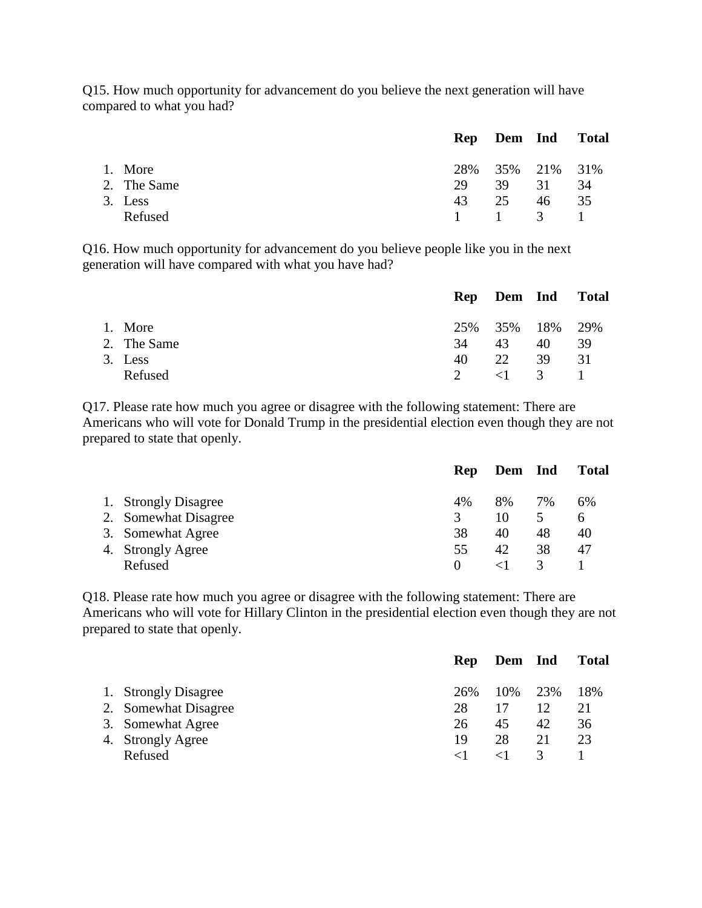Q15. How much opportunity for advancement do you believe the next generation will have compared to what you had?

| | Rep | Dem | Ind | Total |
|---|---|---|---|---|
| 1. More | 28% | 35% | 21% | 31% |
| 2. The Same | 29 | 39 | 31 | 34 |
| 3. Less | 43 | 25 | 46 | 35 |
| Refused | 1 | 1 | 3 | 1 |

Q16. How much opportunity for advancement do you believe people like you in the next generation will have compared with what you have had?

| | Rep | Dem | Ind | Total |
|---|---|---|---|---|
| 1. More | 25% | 35% | 18% | 29% |
| 2. The Same | 34 | 43 | 40 | 39 |
| 3. Less | 40 | 22 | 39 | 31 |
| Refused | 2 | <1 | 3 | 1 |

Q17. Please rate how much you agree or disagree with the following statement: There are Americans who will vote for Donald Trump in the presidential election even though they are not prepared to state that openly.

| | Rep | Dem | Ind | Total |
|---|---|---|---|---|
| 1. Strongly Disagree | 4% | 8% | 7% | 6% |
| 2. Somewhat Disagree | 3 | 10 | 5 | 6 |
| 3. Somewhat Agree | 38 | 40 | 48 | 40 |
| 4. Strongly Agree | 55 | 42 | 38 | 47 |
| Refused | 0 | <1 | 3 | 1 |

Q18. Please rate how much you agree or disagree with the following statement: There are Americans who will vote for Hillary Clinton in the presidential election even though they are not prepared to state that openly.

| | Rep | Dem | Ind | Total |
|---|---|---|---|---|
| 1. Strongly Disagree | 26% | 10% | 23% | 18% |
| 2. Somewhat Disagree | 28 | 17 | 12 | 21 |
| 3. Somewhat Agree | 26 | 45 | 42 | 36 |
| 4. Strongly Agree | 19 | 28 | 21 | 23 |
| Refused | <1 | <1 | 3 | 1 |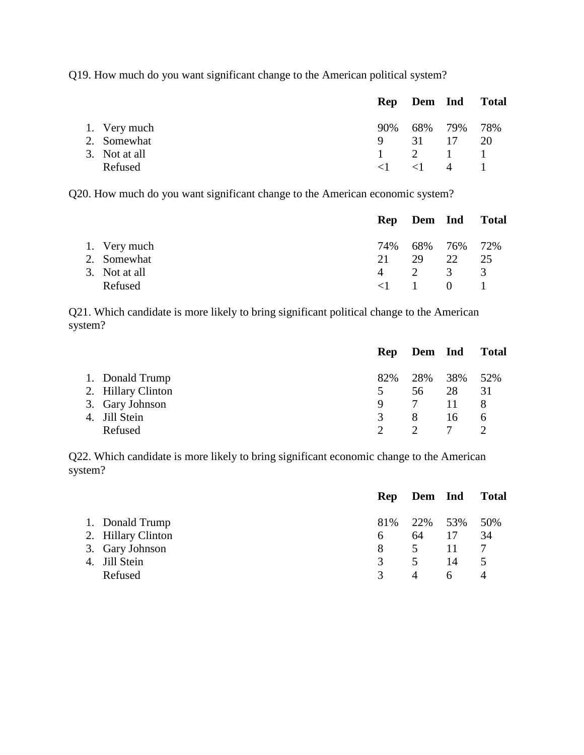Q19. How much do you want significant change to the American political system?

| | Rep | Dem | Ind | Total |
|---|---|---|---|---|
| 1. Very much | 90% | 68% | 79% | 78% |
| 2. Somewhat | 9 | 31 | 17 | 20 |
| 3. Not at all | 1 | 2 | 1 | 1 |
| Refused | <1 | <1 | 4 | 1 |

Q20. How much do you want significant change to the American economic system?

| | Rep | Dem | Ind | Total |
|---|---|---|---|---|
| 1. Very much | 74% | 68% | 76% | 72% |
| 2. Somewhat | 21 | 29 | 22 | 25 |
| 3. Not at all | 4 | 2 | 3 | 3 |
| Refused | <1 | 1 | 0 | 1 |

Q21. Which candidate is more likely to bring significant political change to the American system?

| | Rep | Dem | Ind | Total |
|---|---|---|---|---|
| 1. Donald Trump | 82% | 28% | 38% | 52% |
| 2. Hillary Clinton | 5 | 56 | 28 | 31 |
| 3. Gary Johnson | 9 | 7 | 11 | 8 |
| 4. Jill Stein | 3 | 8 | 16 | 6 |
| Refused | 2 | 2 | 7 | 2 |

Q22. Which candidate is more likely to bring significant economic change to the American system?

| | Rep | Dem | Ind | Total |
|---|---|---|---|---|
| 1. Donald Trump | 81% | 22% | 53% | 50% |
| 2. Hillary Clinton | 6 | 64 | 17 | 34 |
| 3. Gary Johnson | 8 | 5 | 11 | 7 |
| 4. Jill Stein | 3 | 5 | 14 | 5 |
| Refused | 3 | 4 | 6 | 4 |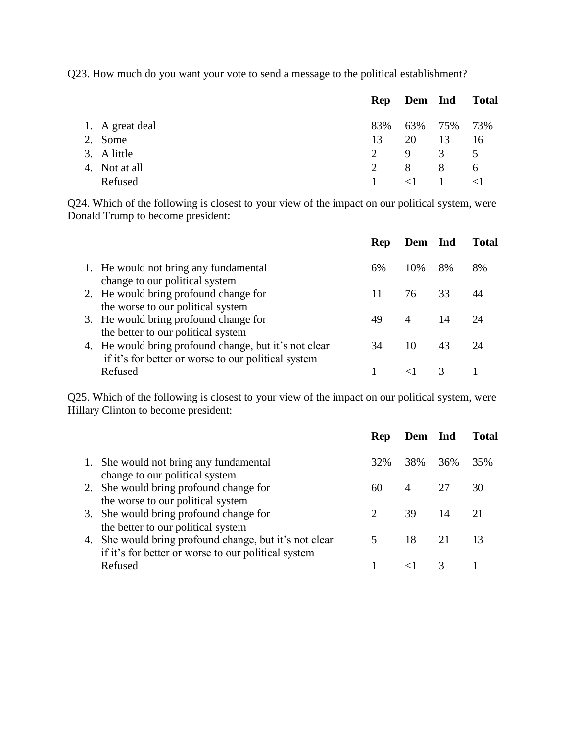Q23. How much do you want your vote to send a message to the political establishment?

| | Rep | Dem | Ind | Total |
|---|---|---|---|---|
| 1. A great deal | 83% | 63% | 75% | 73% |
| 2. Some | 13 | 20 | 13 | 16 |
| 3. A little | 2 | 9 | 3 | 5 |
| 4. Not at all | 2 | 8 | 8 | 6 |
| Refused | 1 | <1 | 1 | <1 |

Q24. Which of the following is closest to your view of the impact on our political system, were Donald Trump to become president:

| | Rep | Dem | Ind | Total |
|---|---|---|---|---|
| 1. He would not bring any fundamental change to our political system | 6% | 10% | 8% | 8% |
| 2. He would bring profound change for the worse to our political system | 11 | 76 | 33 | 44 |
| 3. He would bring profound change for the better to our political system | 49 | 4 | 14 | 24 |
| 4. He would bring profound change, but it's not clear if it's for better or worse to our political system | 34 | 10 | 43 | 24 |
| Refused | 1 | <1 | 3 | 1 |

Q25. Which of the following is closest to your view of the impact on our political system, were Hillary Clinton to become president:

| | Rep | Dem | Ind | Total |
|---|---|---|---|---|
| 1. She would not bring any fundamental change to our political system | 32% | 38% | 36% | 35% |
| 2. She would bring profound change for the worse to our political system | 60 | 4 | 27 | 30 |
| 3. She would bring profound change for the better to our political system | 2 | 39 | 14 | 21 |
| 4. She would bring profound change, but it's not clear if it's for better or worse to our political system | 5 | 18 | 21 | 13 |
| Refused | 1 | <1 | 3 | 1 |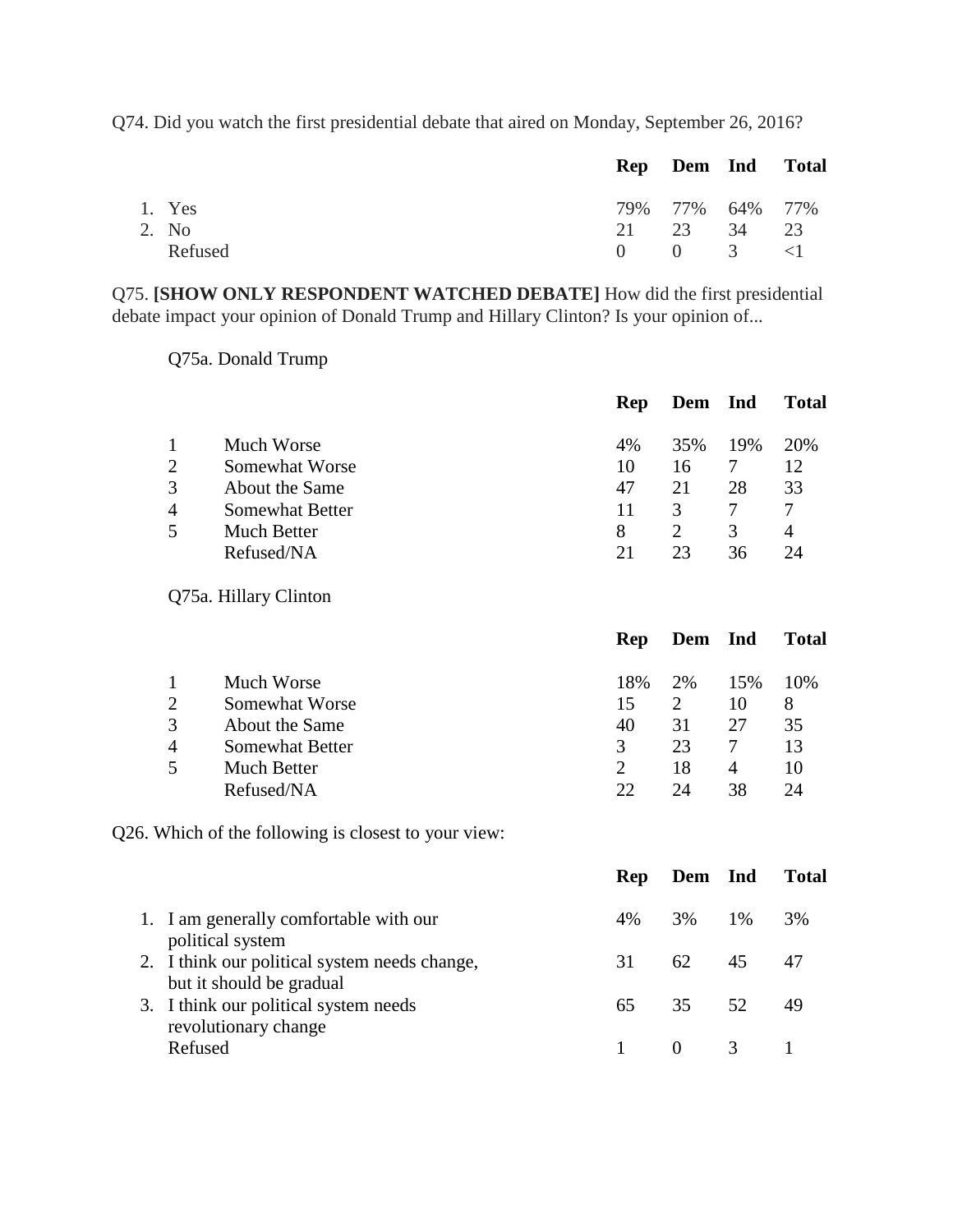Q74. Did you watch the first presidential debate that aired on Monday, September 26, 2016?

| | Rep | Dem | Ind | Total |
|---|---|---|---|---|
| 1. Yes | 79% | 77% | 64% | 77% |
| 2. No | 21 | 23 | 34 | 23 |
| Refused | 0 | 0 | 3 | <1 |

Q75. **[SHOW ONLY RESPONDENT WATCHED DEBATE]** How did the first presidential debate impact your opinion of Donald Trump and Hillary Clinton? Is your opinion of...

Q75a. Donald Trump

| | | Rep | Dem | Ind | Total |
|---|---|---|---|---|---|
| 1 | Much Worse | 4% | 35% | 19% | 20% |
| 2 | Somewhat Worse | 10 | 16 | 7 | 12 |
| 3 | About the Same | 47 | 21 | 28 | 33 |
| 4 | Somewhat Better | 11 | 3 | 7 | 7 |
| 5 | Much Better | 8 | 2 | 3 | 4 |
| | Refused/NA | 21 | 23 | 36 | 24 |

Q75a. Hillary Clinton

| | | Rep | Dem | Ind | Total |
|---|---|---|---|---|---|
| 1 | Much Worse | 18% | 2% | 15% | 10% |
| 2 | Somewhat Worse | 15 | 2 | 10 | 8 |
| 3 | About the Same | 40 | 31 | 27 | 35 |
| 4 | Somewhat Better | 3 | 23 | 7 | 13 |
| 5 | Much Better | 2 | 18 | 4 | 10 |
| | Refused/NA | 22 | 24 | 38 | 24 |

Q26. Which of the following is closest to your view:

| | Rep | Dem | Ind | Total |
|---|---|---|---|---|
| 1. I am generally comfortable with our political system | 4% | 3% | 1% | 3% |
| 2. I think our political system needs change, but it should be gradual | 31 | 62 | 45 | 47 |
| 3. I think our political system needs revolutionary change | 65 | 35 | 52 | 49 |
| Refused | 1 | 0 | 3 | 1 |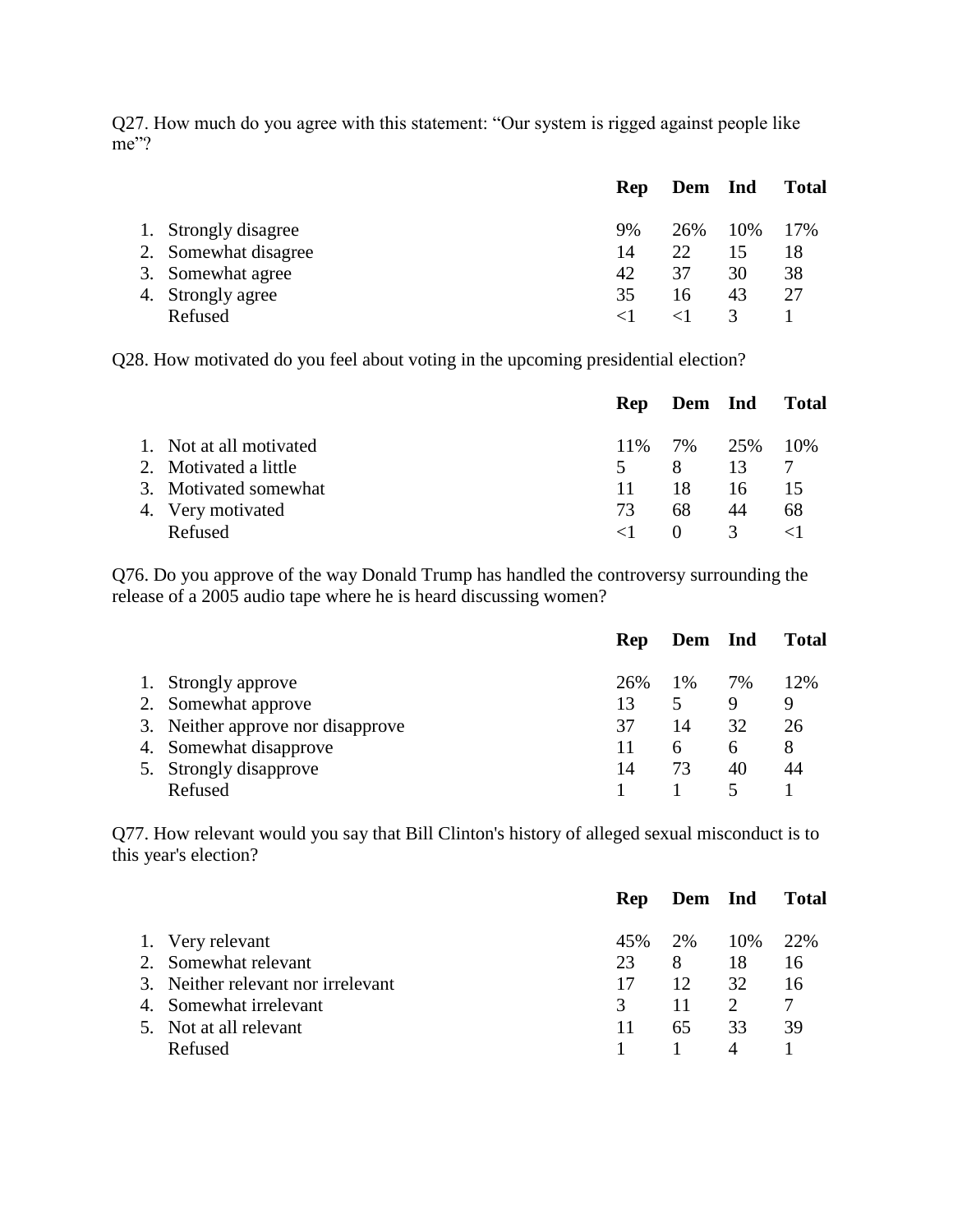Q27. How much do you agree with this statement: "Our system is rigged against people like me"?

| | Rep | Dem | Ind | Total |
|---|---|---|---|---|
| 1. Strongly disagree | 9% | 26% | 10% | 17% |
| 2. Somewhat disagree | 14 | 22 | 15 | 18 |
| 3. Somewhat agree | 42 | 37 | 30 | 38 |
| 4. Strongly agree | 35 | 16 | 43 | 27 |
| Refused | <1 | <1 | 3 | 1 |

Q28. How motivated do you feel about voting in the upcoming presidential election?

| | Rep | Dem | Ind | Total |
|---|---|---|---|---|
| 1. Not at all motivated | 11% | 7% | 25% | 10% |
| 2. Motivated a little | 5 | 8 | 13 | 7 |
| 3. Motivated somewhat | 11 | 18 | 16 | 15 |
| 4. Very motivated | 73 | 68 | 44 | 68 |
| Refused | <1 | 0 | 3 | <1 |

Q76. Do you approve of the way Donald Trump has handled the controversy surrounding the release of a 2005 audio tape where he is heard discussing women?

| | Rep | Dem | Ind | Total |
|---|---|---|---|---|
| 1. Strongly approve | 26% | 1% | 7% | 12% |
| 2. Somewhat approve | 13 | 5 | 9 | 9 |
| 3. Neither approve nor disapprove | 37 | 14 | 32 | 26 |
| 4. Somewhat disapprove | 11 | 6 | 6 | 8 |
| 5. Strongly disapprove | 14 | 73 | 40 | 44 |
| Refused | 1 | 1 | 5 | 1 |

Q77. How relevant would you say that Bill Clinton's history of alleged sexual misconduct is to this year's election?

| | Rep | Dem | Ind | Total |
|---|---|---|---|---|
| 1. Very relevant | 45% | 2% | 10% | 22% |
| 2. Somewhat relevant | 23 | 8 | 18 | 16 |
| 3. Neither relevant nor irrelevant | 17 | 12 | 32 | 16 |
| 4. Somewhat irrelevant | 3 | 11 | 2 | 7 |
| 5. Not at all relevant | 11 | 65 | 33 | 39 |
| Refused | 1 | 1 | 4 | 1 |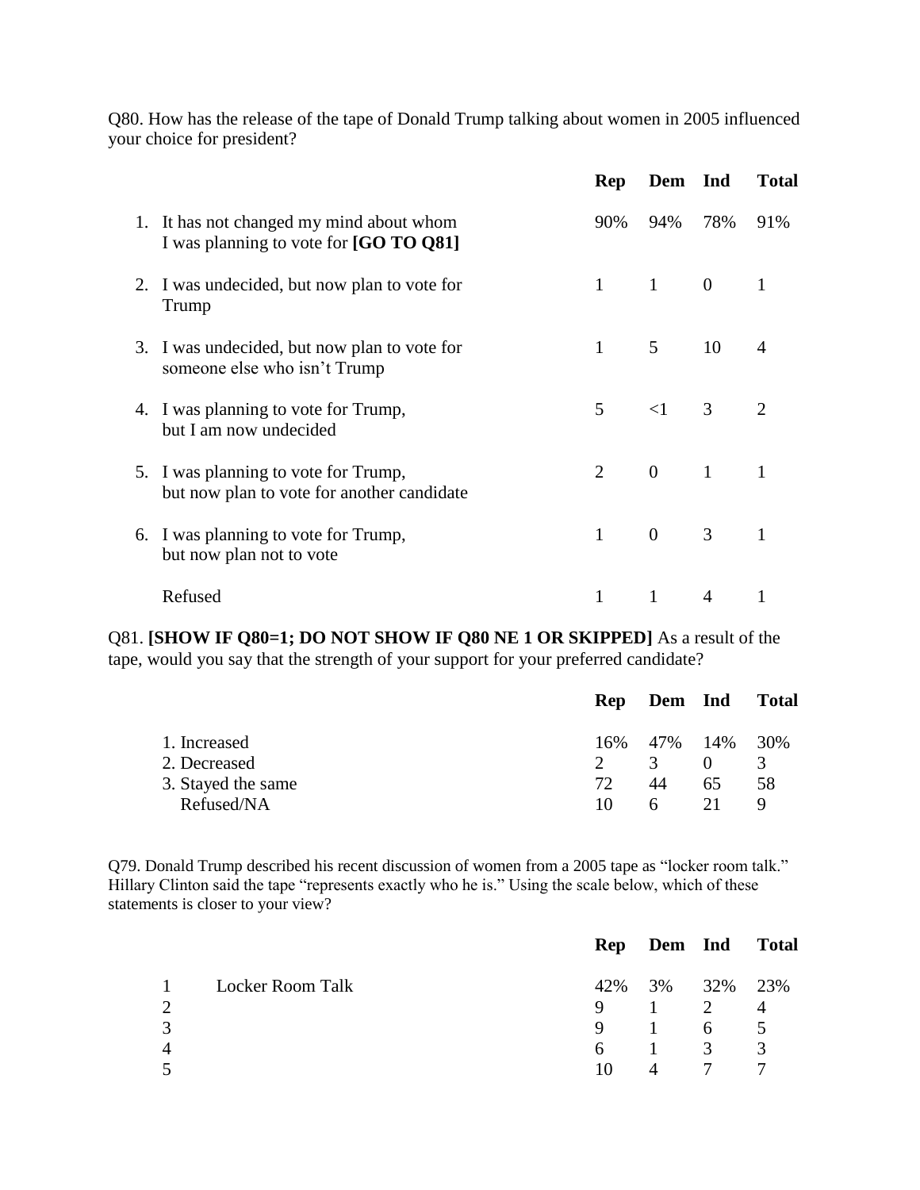Q80. How has the release of the tape of Donald Trump talking about women in 2005 influenced your choice for president?

| | Rep | Dem | Ind | Total |
|---|---|---|---|---|
| 1. It has not changed my mind about whom I was planning to vote for **[GO TO Q81]** | 90% | 94% | 78% | 91% |
| 2. I was undecided, but now plan to vote for Trump | 1 | 1 | 0 | 1 |
| 3. I was undecided, but now plan to vote for someone else who isn't Trump | 1 | 5 | 10 | 4 |
| 4. I was planning to vote for Trump, but I am now undecided | 5 | <1 | 3 | 2 |
| 5. I was planning to vote for Trump, but now plan to vote for another candidate | 2 | 0 | 1 | 1 |
| 6. I was planning to vote for Trump, but now plan not to vote | 1 | 0 | 3 | 1 |
| Refused | 1 | 1 | 4 | 1 |

Q81. **[SHOW IF Q80=1; DO NOT SHOW IF Q80 NE 1 OR SKIPPED]** As a result of the tape, would you say that the strength of your support for your preferred candidate?

| | Rep | Dem | Ind | Total |
|---|---|---|---|---|
| 1. Increased | 16% | 47% | 14% | 30% |
| 2. Decreased | 2 | 3 | 0 | 3 |
| 3. Stayed the same | 72 | 44 | 65 | 58 |
| Refused/NA | 10 | 6 | 21 | 9 |

Q79. Donald Trump described his recent discussion of women from a 2005 tape as "locker room talk." Hillary Clinton said the tape "represents exactly who he is." Using the scale below, which of these statements is closer to your view?

| | | Rep | Dem | Ind | Total |
|---|---|---|---|---|---|
| 1 | Locker Room Talk | 42% | 3% | 32% | 23% |
| 2 | | 9 | 1 | 2 | 4 |
| 3 | | 9 | 1 | 6 | 5 |
| 4 | | 6 | 1 | 3 | 3 |
| 5 | | 10 | 4 | 7 | 7 |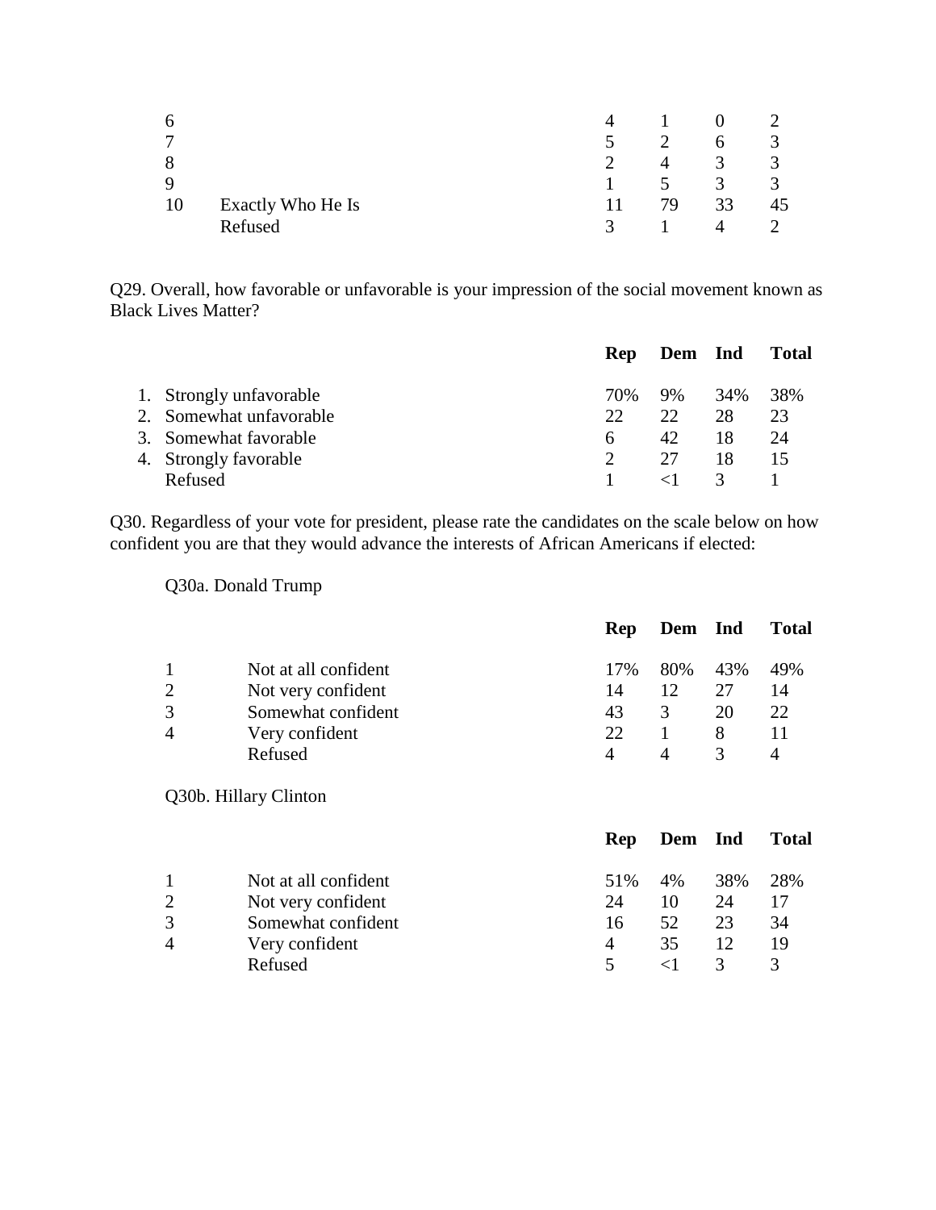| | | | | | |
|---|---|---|---|---|---|
| 6 | | 4 | 1 | 0 | 2 |
| 7 | | 5 | 2 | 6 | 3 |
| 8 | | 2 | 4 | 3 | 3 |
| 9 | | 1 | 5 | 3 | 3 |
| 10 | Exactly Who He Is | 11 | 79 | 33 | 45 |
| | Refused | 3 | 1 | 4 | 2 |

Q29. Overall, how favorable or unfavorable is your impression of the social movement known as Black Lives Matter?

| | Rep | Dem | Ind | Total |
|---|---|---|---|---|
| 1. Strongly unfavorable | 70% | 9% | 34% | 38% |
| 2. Somewhat unfavorable | 22 | 22 | 28 | 23 |
| 3. Somewhat favorable | 6 | 42 | 18 | 24 |
| 4. Strongly favorable | 2 | 27 | 18 | 15 |
| Refused | 1 | <1 | 3 | 1 |

Q30. Regardless of your vote for president, please rate the candidates on the scale below on how confident you are that they would advance the interests of African Americans if elected:

Q30a. Donald Trump

| | | Rep | Dem | Ind | Total |
|---|---|---|---|---|---|
| 1 | Not at all confident | 17% | 80% | 43% | 49% |
| 2 | Not very confident | 14 | 12 | 27 | 14 |
| 3 | Somewhat confident | 43 | 3 | 20 | 22 |
| 4 | Very confident | 22 | 1 | 8 | 11 |
| | Refused | 4 | 4 | 3 | 4 |

Q30b. Hillary Clinton

| | | Rep | Dem | Ind | Total |
|---|---|---|---|---|---|
| 1 | Not at all confident | 51% | 4% | 38% | 28% |
| 2 | Not very confident | 24 | 10 | 24 | 17 |
| 3 | Somewhat confident | 16 | 52 | 23 | 34 |
| 4 | Very confident | 4 | 35 | 12 | 19 |
| | Refused | 5 | <1 | 3 | 3 |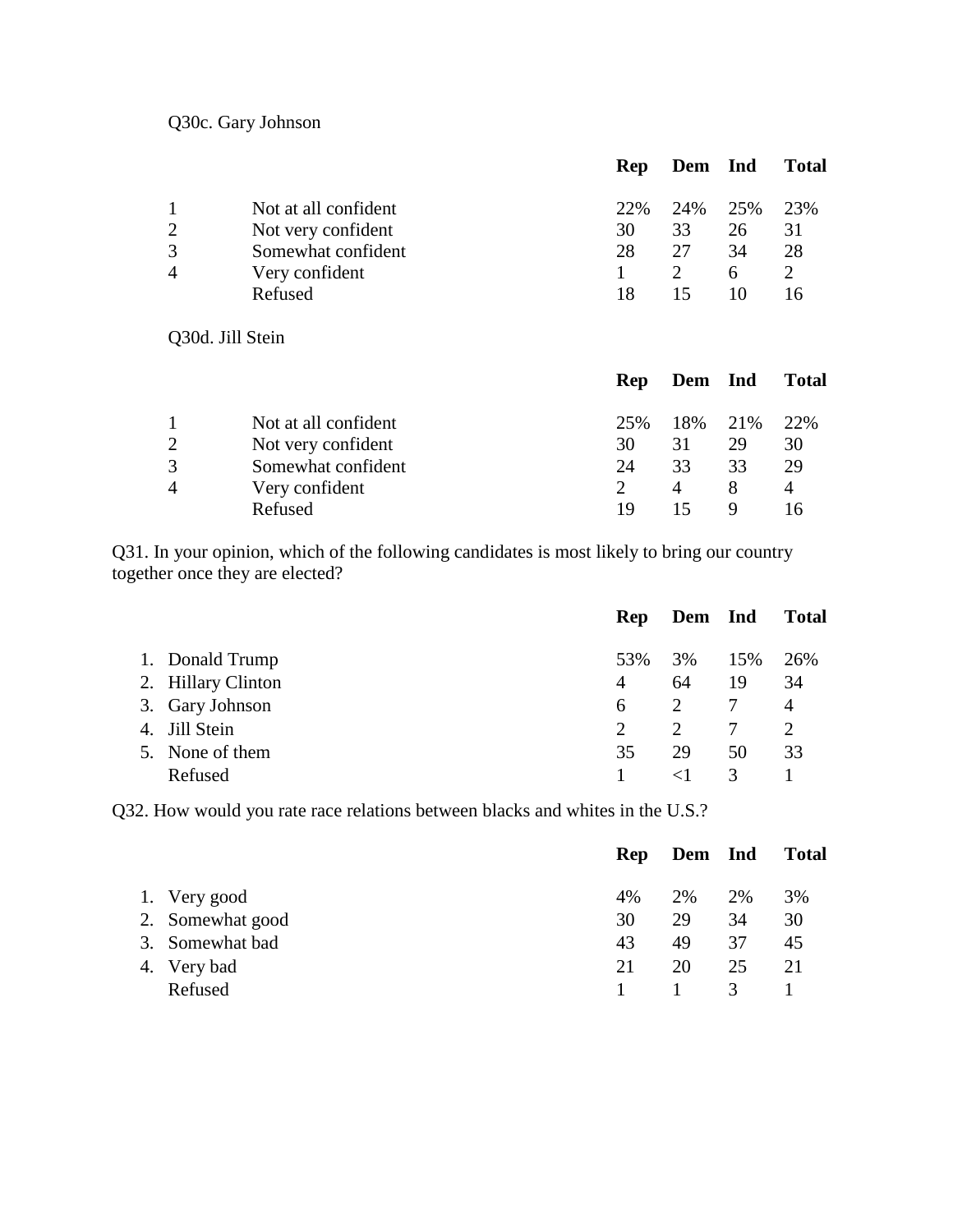Q30c. Gary Johnson

| | | Rep | Dem | Ind | Total |
|---|---|---|---|---|---|
| 1 | Not at all confident | 22% | 24% | 25% | 23% |
| 2 | Not very confident | 30 | 33 | 26 | 31 |
| 3 | Somewhat confident | 28 | 27 | 34 | 28 |
| 4 | Very confident | 1 | 2 | 6 | 2 |
| | Refused | 18 | 15 | 10 | 16 |

Q30d. Jill Stein

| | | Rep | Dem | Ind | Total |
|---|---|---|---|---|---|
| 1 | Not at all confident | 25% | 18% | 21% | 22% |
| 2 | Not very confident | 30 | 31 | 29 | 30 |
| 3 | Somewhat confident | 24 | 33 | 33 | 29 |
| 4 | Very confident | 2 | 4 | 8 | 4 |
| | Refused | 19 | 15 | 9 | 16 |

Q31. In your opinion, which of the following candidates is most likely to bring our country together once they are elected?

| | Rep | Dem | Ind | Total |
|---|---|---|---|---|
| 1. Donald Trump | 53% | 3% | 15% | 26% |
| 2. Hillary Clinton | 4 | 64 | 19 | 34 |
| 3. Gary Johnson | 6 | 2 | 7 | 4 |
| 4. Jill Stein | 2 | 2 | 7 | 2 |
| 5. None of them | 35 | 29 | 50 | 33 |
| Refused | 1 | <1 | 3 | 1 |

Q32. How would you rate race relations between blacks and whites in the U.S.?

| | Rep | Dem | Ind | Total |
|---|---|---|---|---|
| 1. Very good | 4% | 2% | 2% | 3% |
| 2. Somewhat good | 30 | 29 | 34 | 30 |
| 3. Somewhat bad | 43 | 49 | 37 | 45 |
| 4. Very bad | 21 | 20 | 25 | 21 |
| Refused | 1 | 1 | 3 | 1 |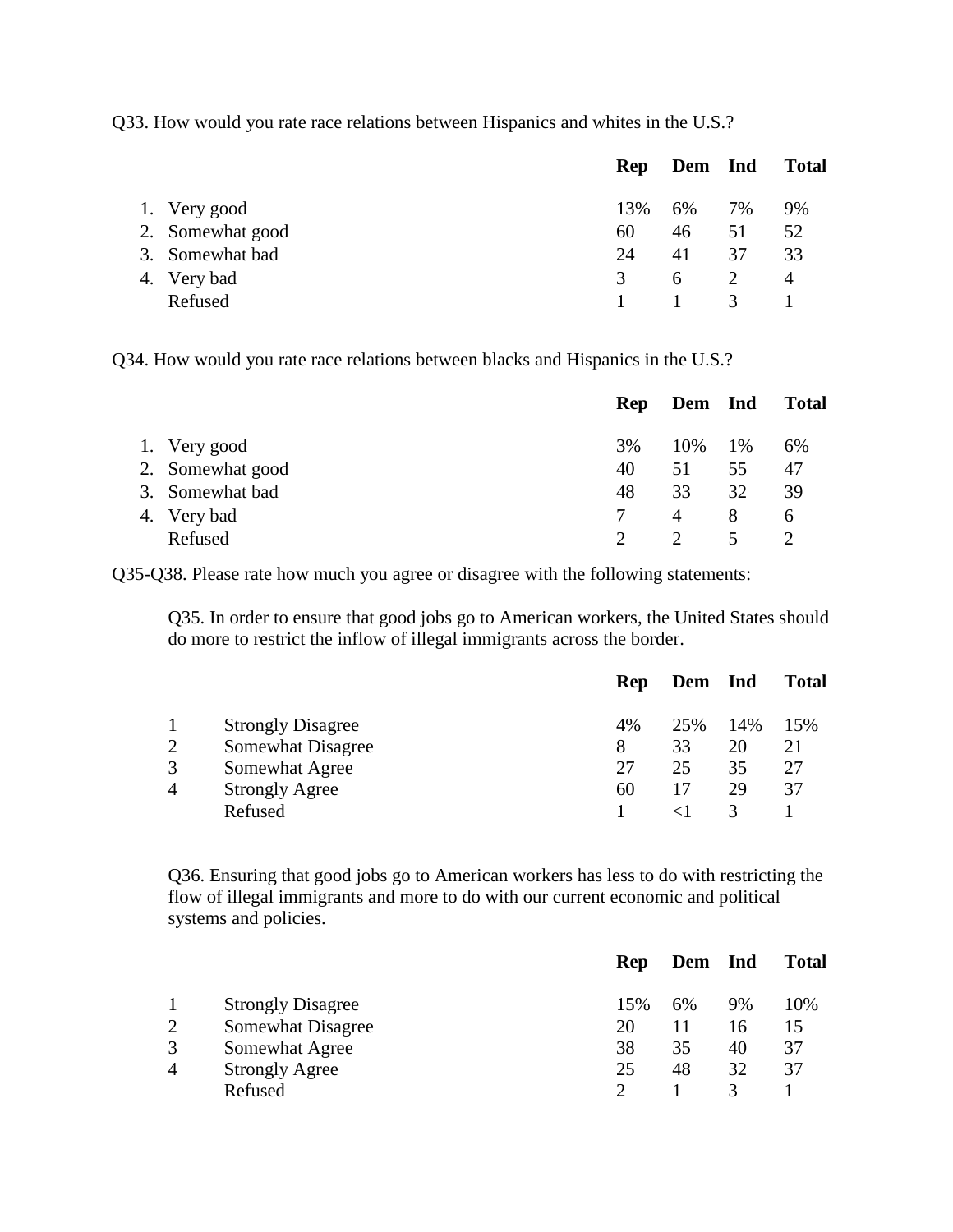Q33. How would you rate race relations between Hispanics and whites in the U.S.?

| | Rep | Dem | Ind | Total |
|---|---|---|---|---|
| 1. Very good | 13% | 6% | 7% | 9% |
| 2. Somewhat good | 60 | 46 | 51 | 52 |
| 3. Somewhat bad | 24 | 41 | 37 | 33 |
| 4. Very bad | 3 | 6 | 2 | 4 |
| Refused | 1 | 1 | 3 | 1 |

Q34. How would you rate race relations between blacks and Hispanics in the U.S.?

| | Rep | Dem | Ind | Total |
|---|---|---|---|---|
| 1. Very good | 3% | 10% | 1% | 6% |
| 2. Somewhat good | 40 | 51 | 55 | 47 |
| 3. Somewhat bad | 48 | 33 | 32 | 39 |
| 4. Very bad | 7 | 4 | 8 | 6 |
| Refused | 2 | 2 | 5 | 2 |

Q35-Q38. Please rate how much you agree or disagree with the following statements:

Q35. In order to ensure that good jobs go to American workers, the United States should do more to restrict the inflow of illegal immigrants across the border.

| | | Rep | Dem | Ind | Total |
|---|---|---|---|---|---|
| 1 | Strongly Disagree | 4% | 25% | 14% | 15% |
| 2 | Somewhat Disagree | 8 | 33 | 20 | 21 |
| 3 | Somewhat Agree | 27 | 25 | 35 | 27 |
| 4 | Strongly Agree | 60 | 17 | 29 | 37 |
| | Refused | 1 | <1 | 3 | 1 |

Q36. Ensuring that good jobs go to American workers has less to do with restricting the flow of illegal immigrants and more to do with our current economic and political systems and policies.

| | | Rep | Dem | Ind | Total |
|---|---|---|---|---|---|
| 1 | Strongly Disagree | 15% | 6% | 9% | 10% |
| 2 | Somewhat Disagree | 20 | 11 | 16 | 15 |
| 3 | Somewhat Agree | 38 | 35 | 40 | 37 |
| 4 | Strongly Agree | 25 | 48 | 32 | 37 |
| | Refused | 2 | 1 | 3 | 1 |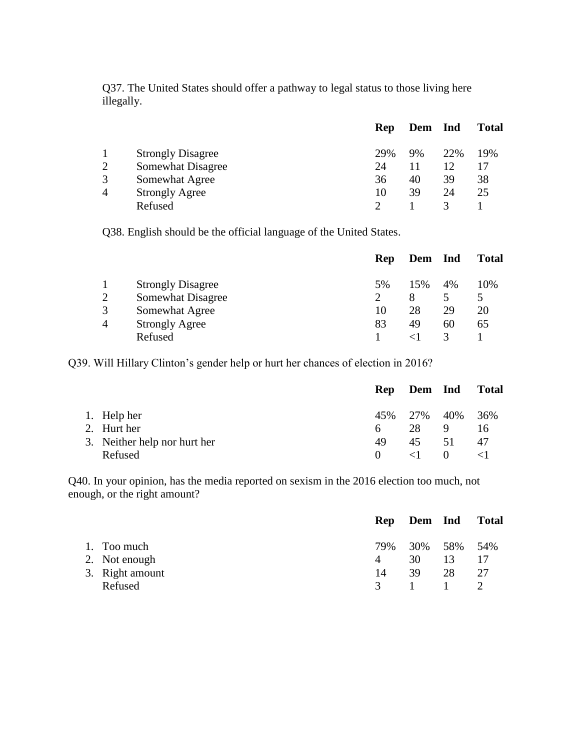Q37. The United States should offer a pathway to legal status to those living here illegally.

| | | Rep | Dem | Ind | Total |
|---|---|---|---|---|---|
| 1 | Strongly Disagree | 29% | 9% | 22% | 19% |
| 2 | Somewhat Disagree | 24 | 11 | 12 | 17 |
| 3 | Somewhat Agree | 36 | 40 | 39 | 38 |
| 4 | Strongly Agree | 10 | 39 | 24 | 25 |
| | Refused | 2 | 1 | 3 | 1 |

Q38. English should be the official language of the United States.

| | | Rep | Dem | Ind | Total |
|---|---|---|---|---|---|
| 1 | Strongly Disagree | 5% | 15% | 4% | 10% |
| 2 | Somewhat Disagree | 2 | 8 | 5 | 5 |
| 3 | Somewhat Agree | 10 | 28 | 29 | 20 |
| 4 | Strongly Agree | 83 | 49 | 60 | 65 |
| | Refused | 1 | <1 | 3 | 1 |

Q39. Will Hillary Clinton's gender help or hurt her chances of election in 2016?

| | Rep | Dem | Ind | Total |
|---|---|---|---|---|
| 1. Help her | 45% | 27% | 40% | 36% |
| 2. Hurt her | 6 | 28 | 9 | 16 |
| 3. Neither help nor hurt her | 49 | 45 | 51 | 47 |
| Refused | 0 | <1 | 0 | <1 |

Q40. In your opinion, has the media reported on sexism in the 2016 election too much, not enough, or the right amount?

| | Rep | Dem | Ind | Total |
|---|---|---|---|---|
| 1. Too much | 79% | 30% | 58% | 54% |
| 2. Not enough | 4 | 30 | 13 | 17 |
| 3. Right amount | 14 | 39 | 28 | 27 |
| Refused | 3 | 1 | 1 | 2 |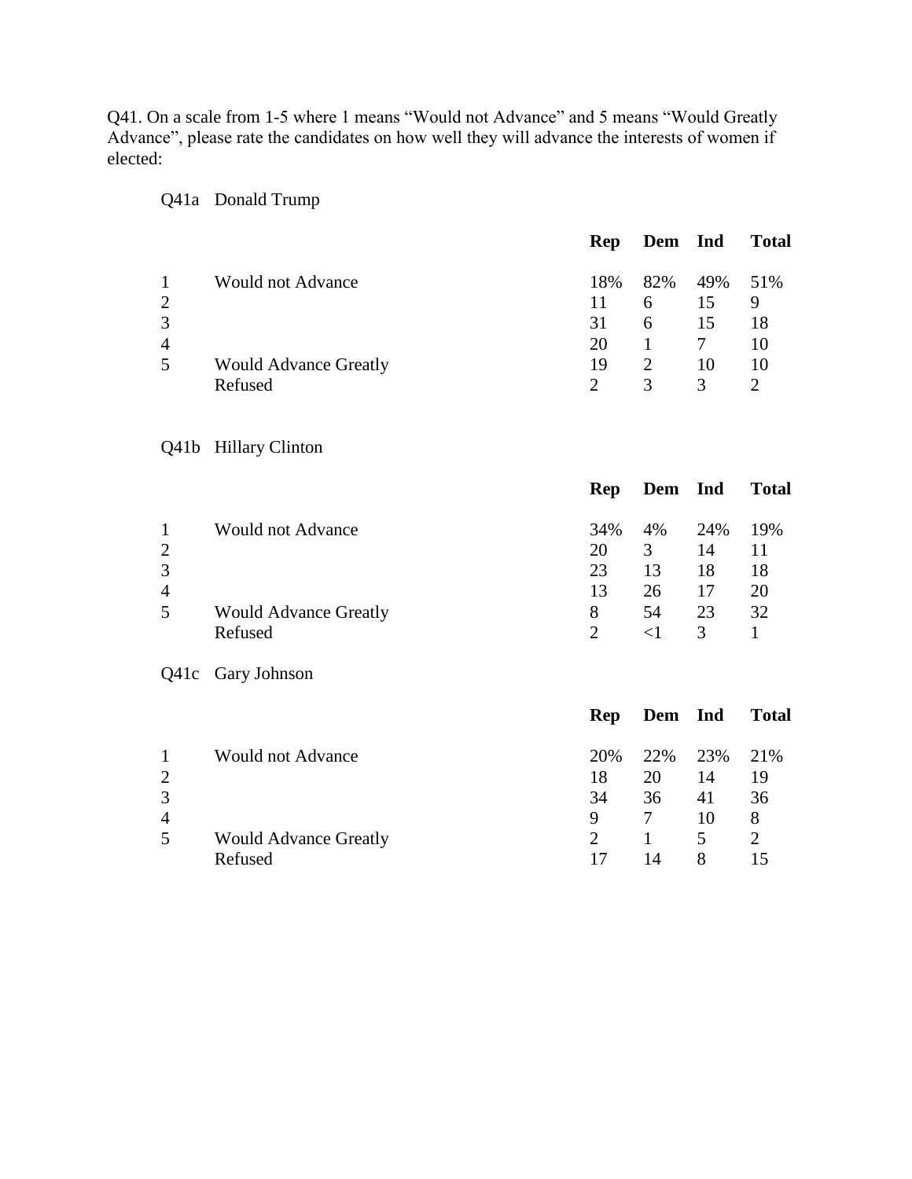Q41. On a scale from 1-5 where 1 means "Would not Advance" and 5 means "Would Greatly Advance", please rate the candidates on how well they will advance the interests of women if elected:

Q41a Donald Trump

| | | Rep | Dem | Ind | Total |
|---|---|---|---|---|---|
| 1 | Would not Advance | 18% | 82% | 49% | 51% |
| 2 | | 11 | 6 | 15 | 9 |
| 3 | | 31 | 6 | 15 | 18 |
| 4 | | 20 | 1 | 7 | 10 |
| 5 | Would Advance Greatly | 19 | 2 | 10 | 10 |
| | Refused | 2 | 3 | 3 | 2 |

Q41b Hillary Clinton

| | | Rep | Dem | Ind | Total |
|---|---|---|---|---|---|
| 1 | Would not Advance | 34% | 4% | 24% | 19% |
| 2 | | 20 | 3 | 14 | 11 |
| 3 | | 23 | 13 | 18 | 18 |
| 4 | | 13 | 26 | 17 | 20 |
| 5 | Would Advance Greatly | 8 | 54 | 23 | 32 |
| | Refused | 2 | <1 | 3 | 1 |

Q41c Gary Johnson

| | | Rep | Dem | Ind | Total |
|---|---|---|---|---|---|
| 1 | Would not Advance | 20% | 22% | 23% | 21% |
| 2 | | 18 | 20 | 14 | 19 |
| 3 | | 34 | 36 | 41 | 36 |
| 4 | | 9 | 7 | 10 | 8 |
| 5 | Would Advance Greatly | 2 | 1 | 5 | 2 |
| | Refused | 17 | 14 | 8 | 15 |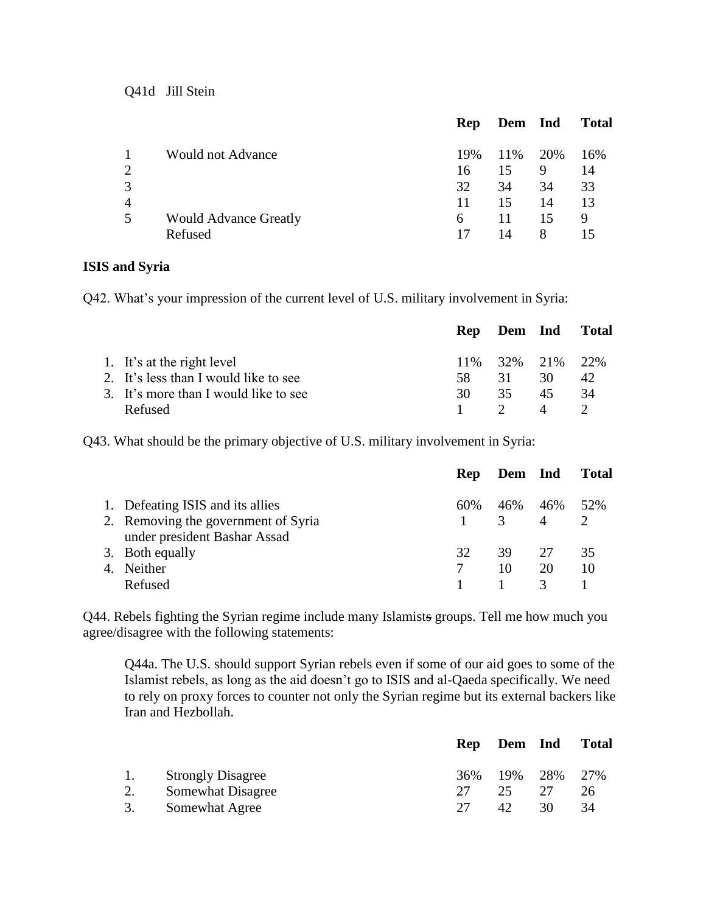Q41d Jill Stein

| | | Rep | Dem | Ind | Total |
|---|---|---|---|---|---|
| 1 | Would not Advance | 19% | 11% | 20% | 16% |
| 2 | | 16 | 15 | 9 | 14 |
| 3 | | 32 | 34 | 34 | 33 |
| 4 | | 11 | 15 | 14 | 13 |
| 5 | Would Advance Greatly | 6 | 11 | 15 | 9 |
| | Refused | 17 | 14 | 8 | 15 |

**ISIS and Syria**

Q42. What's your impression of the current level of U.S. military involvement in Syria:

| | Rep | Dem | Ind | Total |
|---|---|---|---|---|
| 1. It's at the right level | 11% | 32% | 21% | 22% |
| 2. It's less than I would like to see | 58 | 31 | 30 | 42 |
| 3. It's more than I would like to see | 30 | 35 | 45 | 34 |
| Refused | 1 | 2 | 4 | 2 |

Q43. What should be the primary objective of U.S. military involvement in Syria:

| | Rep | Dem | Ind | Total |
|---|---|---|---|---|
| 1. Defeating ISIS and its allies | 60% | 46% | 46% | 52% |
| 2. Removing the government of Syria under president Bashar Assad | 1 | 3 | 4 | 2 |
| 3. Both equally | 32 | 39 | 27 | 35 |
| 4. Neither | 7 | 10 | 20 | 10 |
| Refused | 1 | 1 | 3 | 1 |

Q44. Rebels fighting the Syrian regime include many Islamists groups. Tell me how much you agree/disagree with the following statements:

Q44a. The U.S. should support Syrian rebels even if some of our aid goes to some of the Islamist rebels, as long as the aid doesn't go to ISIS and al-Qaeda specifically. We need to rely on proxy forces to counter not only the Syrian regime but its external backers like Iran and Hezbollah.

| | | Rep | Dem | Ind | Total |
|---|---|---|---|---|---|
| 1. | Strongly Disagree | 36% | 19% | 28% | 27% |
| 2. | Somewhat Disagree | 27 | 25 | 27 | 26 |
| 3. | Somewhat Agree | 27 | 42 | 30 | 34 |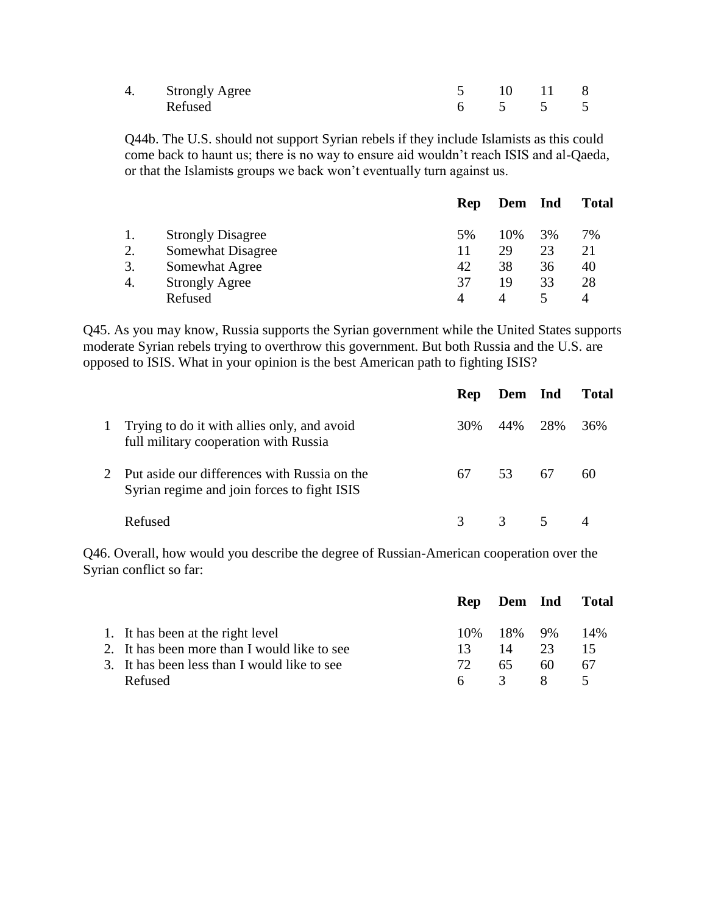| | | Rep | Dem | Ind | Total |
|---|---|---|---|---|---|
| 4. | Strongly Agree | 5 | 10 | 11 | 8 |
| | Refused | 6 | 5 | 5 | 5 |

Q44b. The U.S. should not support Syrian rebels if they include Islamists as this could come back to haunt us; there is no way to ensure aid wouldn't reach ISIS and al-Qaeda, or that the Islamists groups we back won't eventually turn against us.

| | | Rep | Dem | Ind | Total |
|---|---|---|---|---|---|
| 1. | Strongly Disagree | 5% | 10% | 3% | 7% |
| 2. | Somewhat Disagree | 11 | 29 | 23 | 21 |
| 3. | Somewhat Agree | 42 | 38 | 36 | 40 |
| 4. | Strongly Agree | 37 | 19 | 33 | 28 |
| | Refused | 4 | 4 | 5 | 4 |

Q45. As you may know, Russia supports the Syrian government while the United States supports moderate Syrian rebels trying to overthrow this government. But both Russia and the U.S. are opposed to ISIS. What in your opinion is the best American path to fighting ISIS?

| | | Rep | Dem | Ind | Total |
|---|---|---|---|---|---|
| 1 | Trying to do it with allies only, and avoid full military cooperation with Russia | 30% | 44% | 28% | 36% |
| 2 | Put aside our differences with Russia on the Syrian regime and join forces to fight ISIS | 67 | 53 | 67 | 60 |
| | Refused | 3 | 3 | 5 | 4 |

Q46. Overall, how would you describe the degree of Russian-American cooperation over the Syrian conflict so far:

| | | Rep | Dem | Ind | Total |
|---|---|---|---|---|---|
| 1. | It has been at the right level | 10% | 18% | 9% | 14% |
| 2. | It has been more than I would like to see | 13 | 14 | 23 | 15 |
| 3. | It has been less than I would like to see | 72 | 65 | 60 | 67 |
| | Refused | 6 | 3 | 8 | 5 |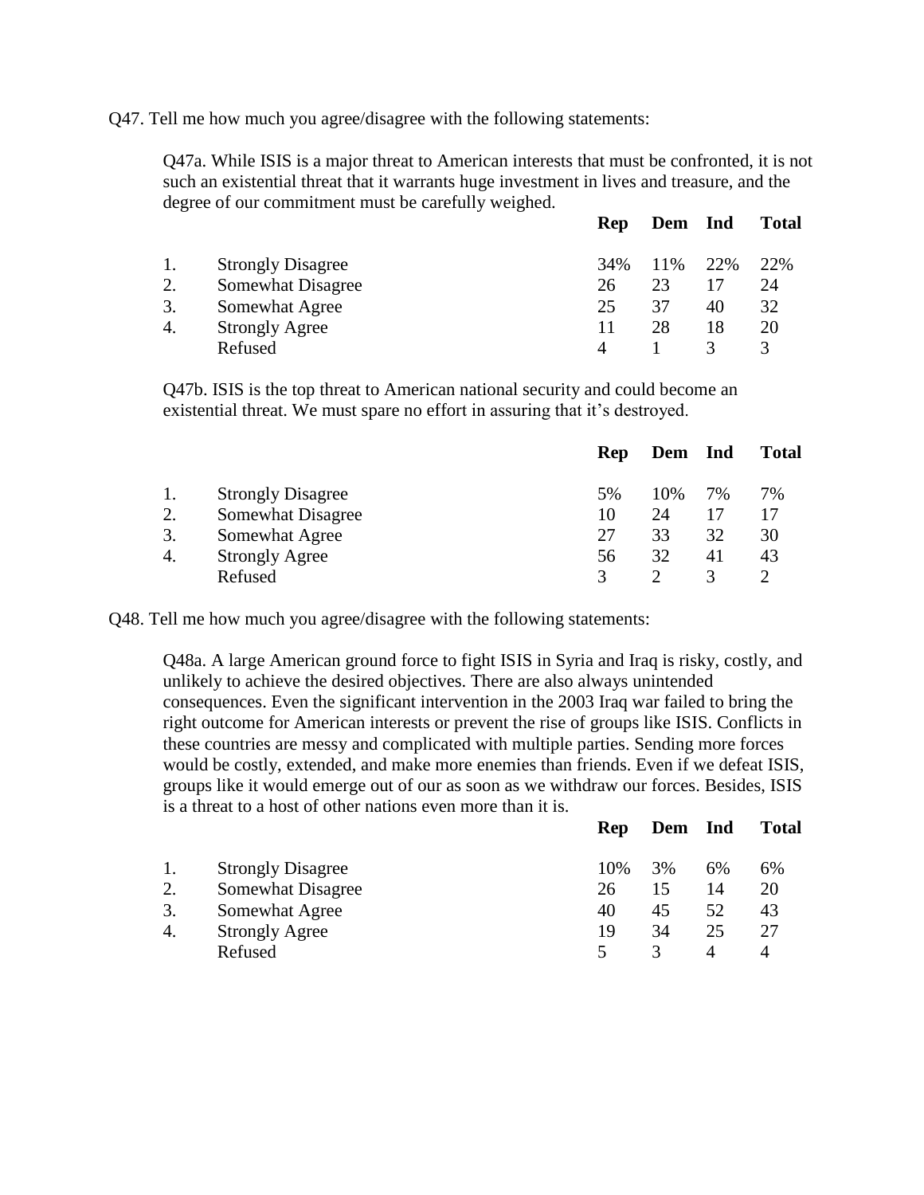Q47. Tell me how much you agree/disagree with the following statements:

Q47a. While ISIS is a major threat to American interests that must be confronted, it is not such an existential threat that it warrants huge investment in lives and treasure, and the degree of our commitment must be carefully weighed.

| | | Rep | Dem | Ind | Total |
|---|---|---|---|---|---|
| 1. | Strongly Disagree | 34% | 11% | 22% | 22% |
| 2. | Somewhat Disagree | 26 | 23 | 17 | 24 |
| 3. | Somewhat Agree | 25 | 37 | 40 | 32 |
| 4. | Strongly Agree | 11 | 28 | 18 | 20 |
| | Refused | 4 | 1 | 3 | 3 |

Q47b. ISIS is the top threat to American national security and could become an existential threat. We must spare no effort in assuring that it's destroyed.

| | | Rep | Dem | Ind | Total |
|---|---|---|---|---|---|
| 1. | Strongly Disagree | 5% | 10% | 7% | 7% |
| 2. | Somewhat Disagree | 10 | 24 | 17 | 17 |
| 3. | Somewhat Agree | 27 | 33 | 32 | 30 |
| 4. | Strongly Agree | 56 | 32 | 41 | 43 |
| | Refused | 3 | 2 | 3 | 2 |

Q48. Tell me how much you agree/disagree with the following statements:

Q48a. A large American ground force to fight ISIS in Syria and Iraq is risky, costly, and unlikely to achieve the desired objectives. There are also always unintended consequences. Even the significant intervention in the 2003 Iraq war failed to bring the right outcome for American interests or prevent the rise of groups like ISIS. Conflicts in these countries are messy and complicated with multiple parties. Sending more forces would be costly, extended, and make more enemies than friends. Even if we defeat ISIS, groups like it would emerge out of our as soon as we withdraw our forces. Besides, ISIS is a threat to a host of other nations even more than it is.

| | | Rep | Dem | Ind | Total |
|---|---|---|---|---|---|
| 1. | Strongly Disagree | 10% | 3% | 6% | 6% |
| 2. | Somewhat Disagree | 26 | 15 | 14 | 20 |
| 3. | Somewhat Agree | 40 | 45 | 52 | 43 |
| 4. | Strongly Agree | 19 | 34 | 25 | 27 |
| | Refused | 5 | 3 | 4 | 4 |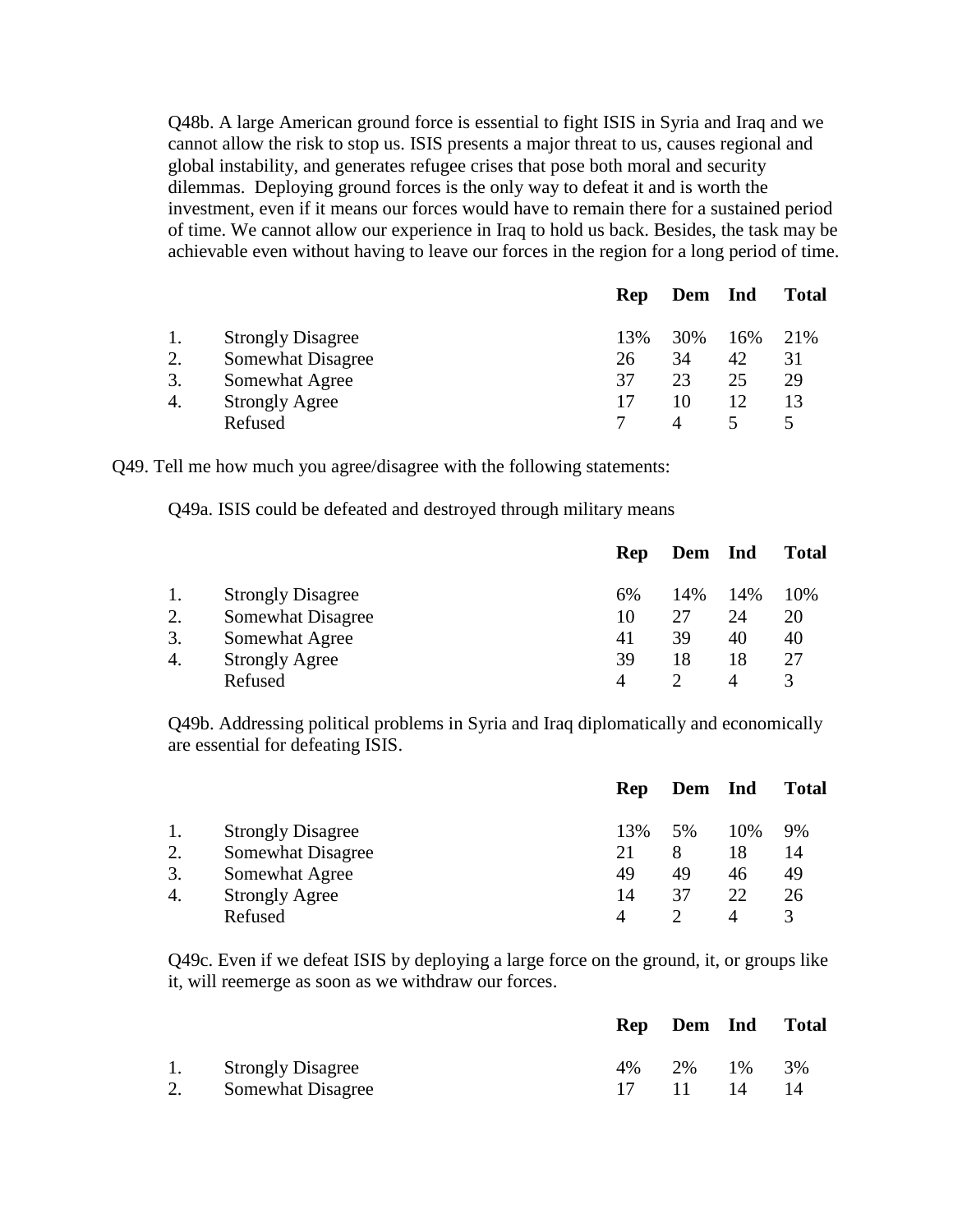Q48b. A large American ground force is essential to fight ISIS in Syria and Iraq and we cannot allow the risk to stop us. ISIS presents a major threat to us, causes regional and global instability, and generates refugee crises that pose both moral and security dilemmas. Deploying ground forces is the only way to defeat it and is worth the investment, even if it means our forces would have to remain there for a sustained period of time. We cannot allow our experience in Iraq to hold us back. Besides, the task may be achievable even without having to leave our forces in the region for a long period of time.

| | | Rep | Dem | Ind | Total |
|---|---|---|---|---|---|
| 1. | Strongly Disagree | 13% | 30% | 16% | 21% |
| 2. | Somewhat Disagree | 26 | 34 | 42 | 31 |
| 3. | Somewhat Agree | 37 | 23 | 25 | 29 |
| 4. | Strongly Agree | 17 | 10 | 12 | 13 |
| | Refused | 7 | 4 | 5 | 5 |

Q49. Tell me how much you agree/disagree with the following statements:

Q49a. ISIS could be defeated and destroyed through military means

| | | Rep | Dem | Ind | Total |
|---|---|---|---|---|---|
| 1. | Strongly Disagree | 6% | 14% | 14% | 10% |
| 2. | Somewhat Disagree | 10 | 27 | 24 | 20 |
| 3. | Somewhat Agree | 41 | 39 | 40 | 40 |
| 4. | Strongly Agree | 39 | 18 | 18 | 27 |
| | Refused | 4 | 2 | 4 | 3 |

Q49b. Addressing political problems in Syria and Iraq diplomatically and economically are essential for defeating ISIS.

| | | Rep | Dem | Ind | Total |
|---|---|---|---|---|---|
| 1. | Strongly Disagree | 13% | 5% | 10% | 9% |
| 2. | Somewhat Disagree | 21 | 8 | 18 | 14 |
| 3. | Somewhat Agree | 49 | 49 | 46 | 49 |
| 4. | Strongly Agree | 14 | 37 | 22 | 26 |
| | Refused | 4 | 2 | 4 | 3 |

Q49c. Even if we defeat ISIS by deploying a large force on the ground, it, or groups like it, will reemerge as soon as we withdraw our forces.

| | | Rep | Dem | Ind | Total |
|---|---|---|---|---|---|
| 1. | Strongly Disagree | 4% | 2% | 1% | 3% |
| 2. | Somewhat Disagree | 17 | 11 | 14 | 14 |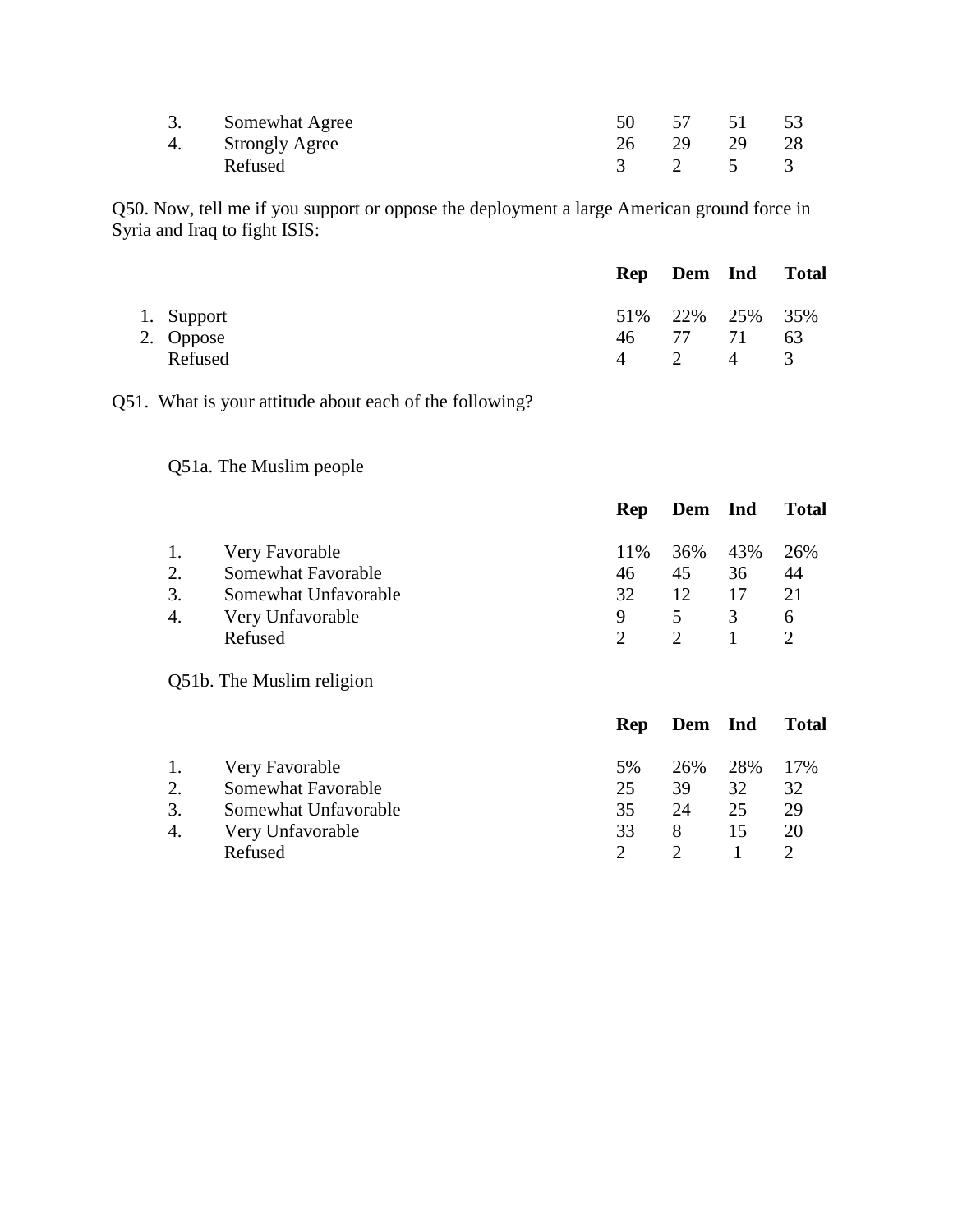| | | Rep | Dem | Ind | Total |
|---|---|---|---|---|---|
| 3. | Somewhat Agree | 50 | 57 | 51 | 53 |
| 4. | Strongly Agree | 26 | 29 | 29 | 28 |
| | Refused | 3 | 2 | 5 | 3 |

Q50. Now, tell me if you support or oppose the deployment a large American ground force in Syria and Iraq to fight ISIS:

| | Rep | Dem | Ind | Total |
|---|---|---|---|---|
| 1. Support | 51% | 22% | 25% | 35% |
| 2. Oppose | 46 | 77 | 71 | 63 |
| Refused | 4 | 2 | 4 | 3 |

Q51. What is your attitude about each of the following?

Q51a. The Muslim people

| | | Rep | Dem | Ind | Total |
|---|---|---|---|---|---|
| 1. | Very Favorable | 11% | 36% | 43% | 26% |
| 2. | Somewhat Favorable | 46 | 45 | 36 | 44 |
| 3. | Somewhat Unfavorable | 32 | 12 | 17 | 21 |
| 4. | Very Unfavorable | 9 | 5 | 3 | 6 |
| | Refused | 2 | 2 | 1 | 2 |

Q51b. The Muslim religion

| | | Rep | Dem | Ind | Total |
|---|---|---|---|---|---|
| 1. | Very Favorable | 5% | 26% | 28% | 17% |
| 2. | Somewhat Favorable | 25 | 39 | 32 | 32 |
| 3. | Somewhat Unfavorable | 35 | 24 | 25 | 29 |
| 4. | Very Unfavorable | 33 | 8 | 15 | 20 |
| | Refused | 2 | 2 | 1 | 2 |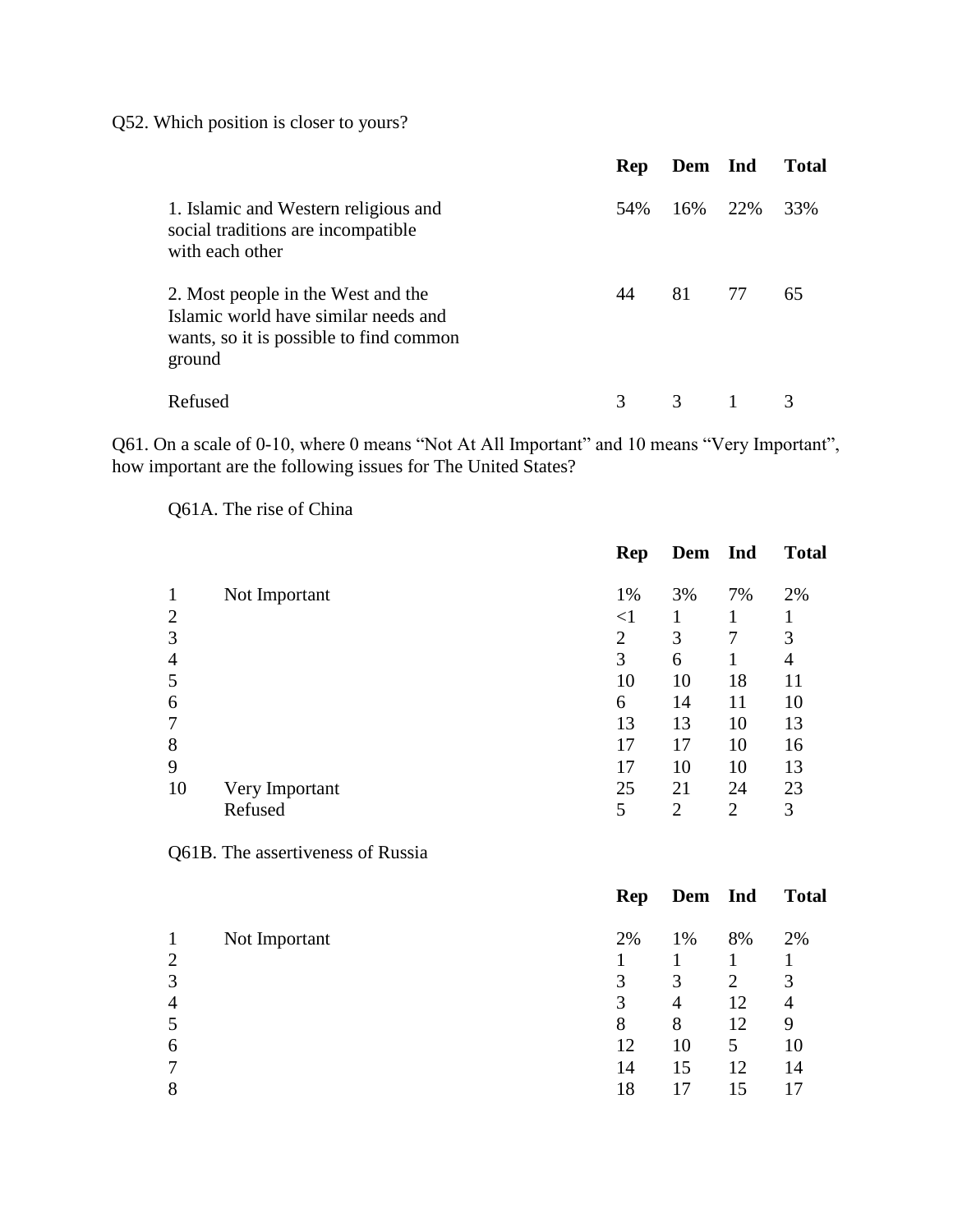Q52. Which position is closer to yours?

| | Rep | Dem | Ind | Total |
|---|---|---|---|---|
| 1. Islamic and Western religious and social traditions are incompatible with each other | 54% | 16% | 22% | 33% |
| 2. Most people in the West and the Islamic world have similar needs and wants, so it is possible to find common ground | 44 | 81 | 77 | 65 |
| Refused | 3 | 3 | 1 | 3 |

Q61. On a scale of 0-10, where 0 means "Not At All Important" and 10 means "Very Important", how important are the following issues for The United States?

Q61A. The rise of China

| | | Rep | Dem | Ind | Total |
|---|---|---|---|---|---|
| 1 | Not Important | 1% | 3% | 7% | 2% |
| 2 | | <1 | 1 | 1 | 1 |
| 3 | | 2 | 3 | 7 | 3 |
| 4 | | 3 | 6 | 1 | 4 |
| 5 | | 10 | 10 | 18 | 11 |
| 6 | | 6 | 14 | 11 | 10 |
| 7 | | 13 | 13 | 10 | 13 |
| 8 | | 17 | 17 | 10 | 16 |
| 9 | | 17 | 10 | 10 | 13 |
| 10 | Very Important | 25 | 21 | 24 | 23 |
| | Refused | 5 | 2 | 2 | 3 |

Q61B. The assertiveness of Russia

| | | Rep | Dem | Ind | Total |
|---|---|---|---|---|---|
| 1 | Not Important | 2% | 1% | 8% | 2% |
| 2 | | 1 | 1 | 1 | 1 |
| 3 | | 3 | 3 | 2 | 3 |
| 4 | | 3 | 4 | 12 | 4 |
| 5 | | 8 | 8 | 12 | 9 |
| 6 | | 12 | 10 | 5 | 10 |
| 7 | | 14 | 15 | 12 | 14 |
| 8 | | 18 | 17 | 15 | 17 |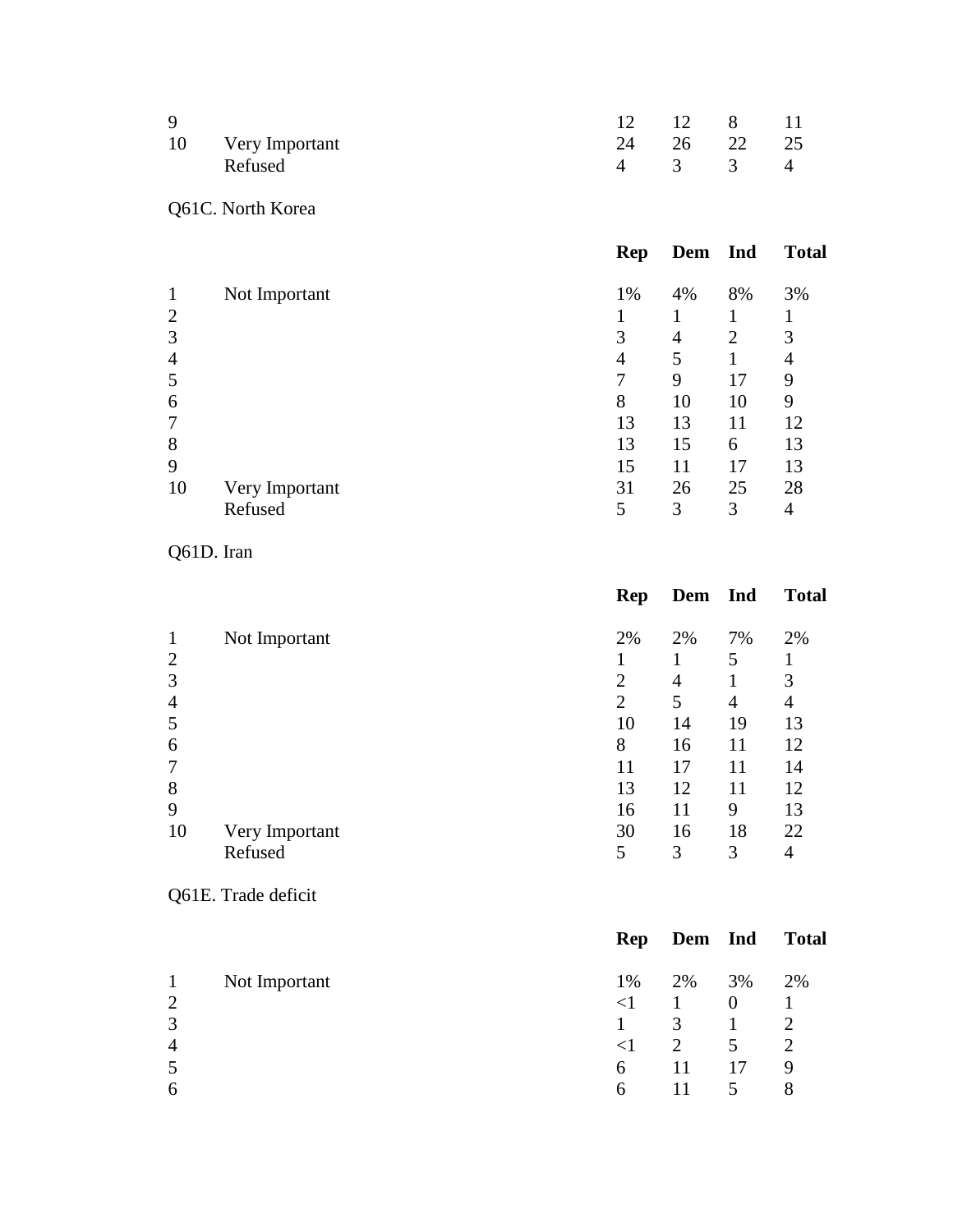| | | Rep | Dem | Ind | Total |
|---|---|---|---|---|---|
| 9 | | 12 | 12 | 8 | 11 |
| 10 | Very Important | 24 | 26 | 22 | 25 |
| | Refused | 4 | 3 | 3 | 4 |

Q61C. North Korea

| | | Rep | Dem | Ind | Total |
|---|---|---|---|---|---|
| 1 | Not Important | 1% | 4% | 8% | 3% |
| 2 | | 1 | 1 | 1 | 1 |
| 3 | | 3 | 4 | 2 | 3 |
| 4 | | 4 | 5 | 1 | 4 |
| 5 | | 7 | 9 | 17 | 9 |
| 6 | | 8 | 10 | 10 | 9 |
| 7 | | 13 | 13 | 11 | 12 |
| 8 | | 13 | 15 | 6 | 13 |
| 9 | | 15 | 11 | 17 | 13 |
| 10 | Very Important | 31 | 26 | 25 | 28 |
| | Refused | 5 | 3 | 3 | 4 |

Q61D. Iran

| | | Rep | Dem | Ind | Total |
|---|---|---|---|---|---|
| 1 | Not Important | 2% | 2% | 7% | 2% |
| 2 | | 1 | 1 | 5 | 1 |
| 3 | | 2 | 4 | 1 | 3 |
| 4 | | 2 | 5 | 4 | 4 |
| 5 | | 10 | 14 | 19 | 13 |
| 6 | | 8 | 16 | 11 | 12 |
| 7 | | 11 | 17 | 11 | 14 |
| 8 | | 13 | 12 | 11 | 12 |
| 9 | | 16 | 11 | 9 | 13 |
| 10 | Very Important | 30 | 16 | 18 | 22 |
| | Refused | 5 | 3 | 3 | 4 |

Q61E. Trade deficit

| | | Rep | Dem | Ind | Total |
|---|---|---|---|---|---|
| 1 | Not Important | 1% | 2% | 3% | 2% |
| 2 | | <1 | 1 | 0 | 1 |
| 3 | | 1 | 3 | 1 | 2 |
| 4 | | <1 | 2 | 5 | 2 |
| 5 | | 6 | 11 | 17 | 9 |
| 6 | | 6 | 11 | 5 | 8 |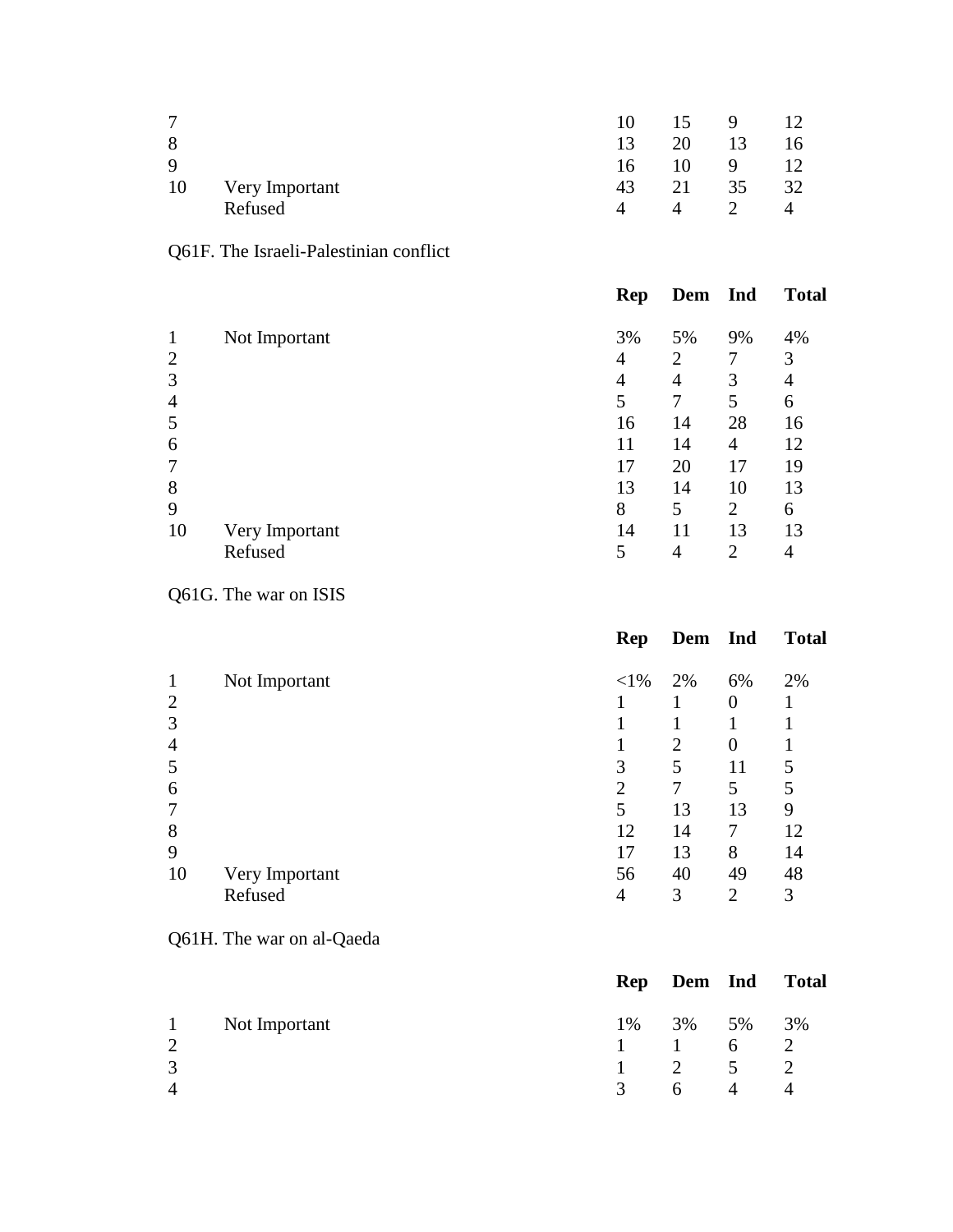| | | Rep | Dem | Ind | Total |
|---|---|---|---|---|---|
| 7 | | 10 | 15 | 9 | 12 |
| 8 | | 13 | 20 | 13 | 16 |
| 9 | | 16 | 10 | 9 | 12 |
| 10 | Very Important | 43 | 21 | 35 | 32 |
| | Refused | 4 | 4 | 2 | 4 |

Q61F. The Israeli-Palestinian conflict

| | | Rep | Dem | Ind | Total |
|---|---|---|---|---|---|
| 1 | Not Important | 3% | 5% | 9% | 4% |
| 2 | | 4 | 2 | 7 | 3 |
| 3 | | 4 | 4 | 3 | 4 |
| 4 | | 5 | 7 | 5 | 6 |
| 5 | | 16 | 14 | 28 | 16 |
| 6 | | 11 | 14 | 4 | 12 |
| 7 | | 17 | 20 | 17 | 19 |
| 8 | | 13 | 14 | 10 | 13 |
| 9 | | 8 | 5 | 2 | 6 |
| 10 | Very Important | 14 | 11 | 13 | 13 |
| | Refused | 5 | 4 | 2 | 4 |

Q61G. The war on ISIS

| | | Rep | Dem | Ind | Total |
|---|---|---|---|---|---|
| 1 | Not Important | <1% | 2% | 6% | 2% |
| 2 | | 1 | 1 | 0 | 1 |
| 3 | | 1 | 1 | 1 | 1 |
| 4 | | 1 | 2 | 0 | 1 |
| 5 | | 3 | 5 | 11 | 5 |
| 6 | | 2 | 7 | 5 | 5 |
| 7 | | 5 | 13 | 13 | 9 |
| 8 | | 12 | 14 | 7 | 12 |
| 9 | | 17 | 13 | 8 | 14 |
| 10 | Very Important | 56 | 40 | 49 | 48 |
| | Refused | 4 | 3 | 2 | 3 |

Q61H. The war on al-Qaeda

| | | Rep | Dem | Ind | Total |
|---|---|---|---|---|---|
| 1 | Not Important | 1% | 3% | 5% | 3% |
| 2 | | 1 | 1 | 6 | 2 |
| 3 | | 1 | 2 | 5 | 2 |
| 4 | | 3 | 6 | 4 | 4 |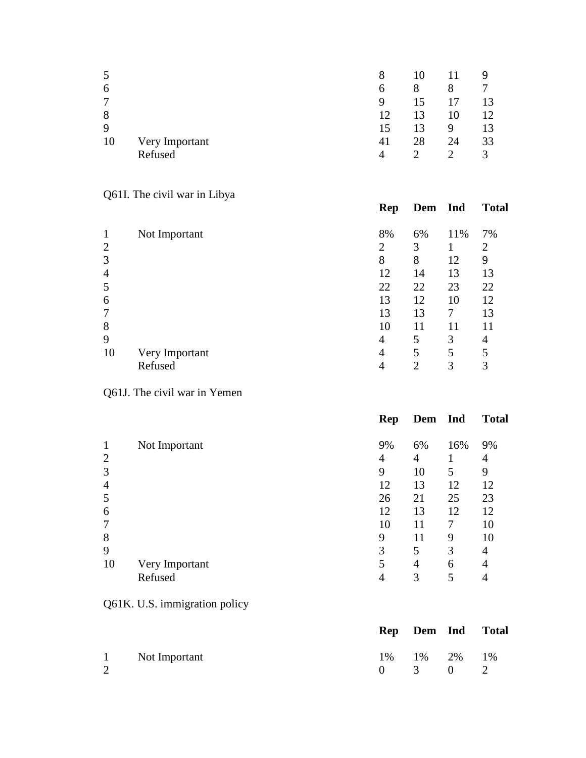| | | Rep | Dem | Ind | Total |
|---|---|---|---|---|---|
| 5 | | 8 | 10 | 11 | 9 |
| 6 | | 6 | 8 | 8 | 7 |
| 7 | | 9 | 15 | 17 | 13 |
| 8 | | 12 | 13 | 10 | 12 |
| 9 | | 15 | 13 | 9 | 13 |
| 10 | Very Important | 41 | 28 | 24 | 33 |
| | Refused | 4 | 2 | 2 | 3 |

Q61I. The civil war in Libya

| | | Rep | Dem | Ind | Total |
|---|---|---|---|---|---|
| 1 | Not Important | 8% | 6% | 11% | 7% |
| 2 | | 2 | 3 | 1 | 2 |
| 3 | | 8 | 8 | 12 | 9 |
| 4 | | 12 | 14 | 13 | 13 |
| 5 | | 22 | 22 | 23 | 22 |
| 6 | | 13 | 12 | 10 | 12 |
| 7 | | 13 | 13 | 7 | 13 |
| 8 | | 10 | 11 | 11 | 11 |
| 9 | | 4 | 5 | 3 | 4 |
| 10 | Very Important | 4 | 5 | 5 | 5 |
| | Refused | 4 | 2 | 3 | 3 |

Q61J. The civil war in Yemen

| | | Rep | Dem | Ind | Total |
|---|---|---|---|---|---|
| 1 | Not Important | 9% | 6% | 16% | 9% |
| 2 | | 4 | 4 | 1 | 4 |
| 3 | | 9 | 10 | 5 | 9 |
| 4 | | 12 | 13 | 12 | 12 |
| 5 | | 26 | 21 | 25 | 23 |
| 6 | | 12 | 13 | 12 | 12 |
| 7 | | 10 | 11 | 7 | 10 |
| 8 | | 9 | 11 | 9 | 10 |
| 9 | | 3 | 5 | 3 | 4 |
| 10 | Very Important | 5 | 4 | 6 | 4 |
| | Refused | 4 | 3 | 5 | 4 |

Q61K. U.S. immigration policy

| | | Rep | Dem | Ind | Total |
|---|---|---|---|---|---|
| 1 | Not Important | 1% | 1% | 2% | 1% |
| 2 | | 0 | 3 | 0 | 2 |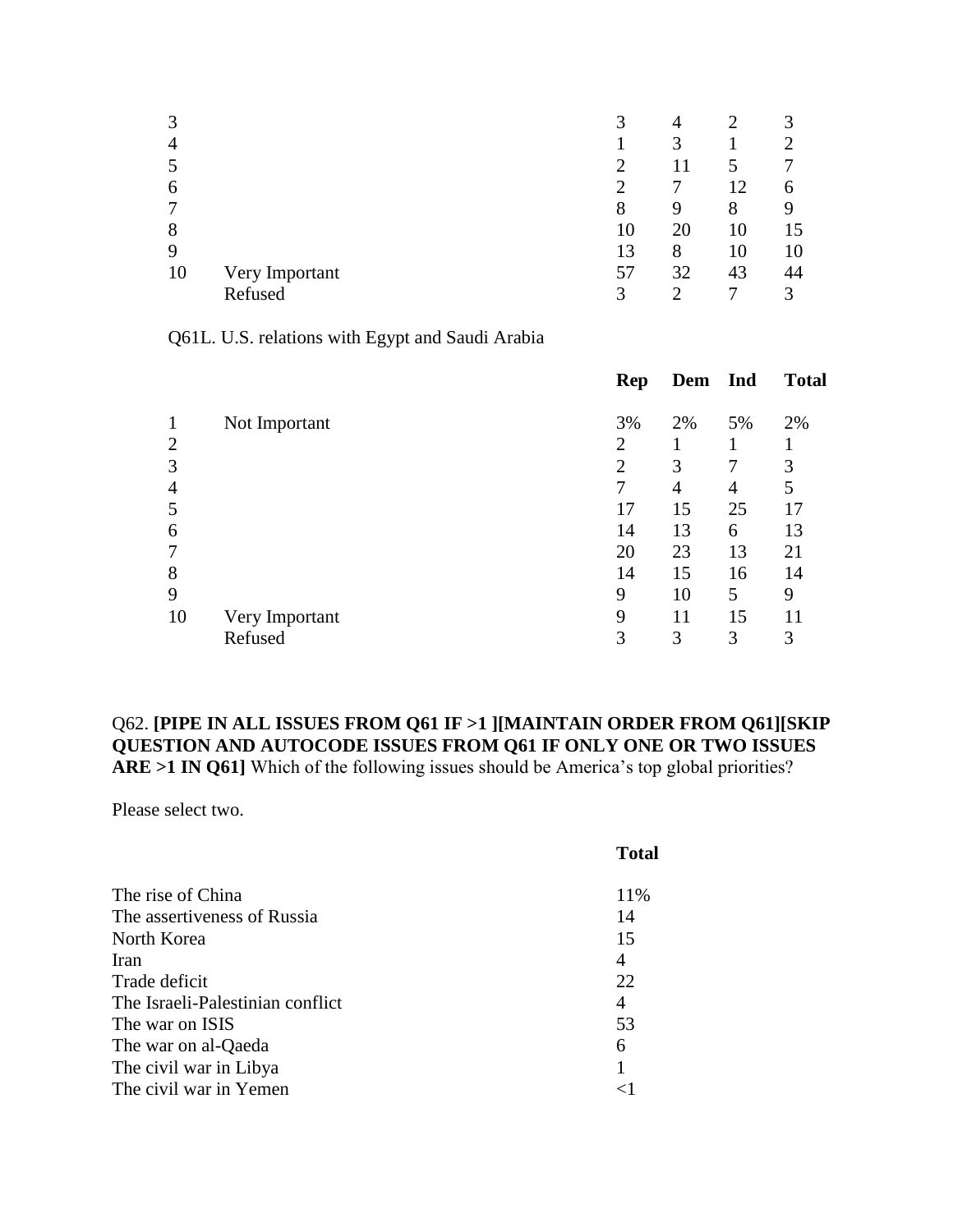| | | | | | |
|---|---|---|---|---|---|
| 3 | | 3 | 4 | 2 | 3 |
| 4 | | 1 | 3 | 1 | 2 |
| 5 | | 2 | 11 | 5 | 7 |
| 6 | | 2 | 7 | 12 | 6 |
| 7 | | 8 | 9 | 8 | 9 |
| 8 | | 10 | 20 | 10 | 15 |
| 9 | | 13 | 8 | 10 | 10 |
| 10 | Very Important | 57 | 32 | 43 | 44 |
| | Refused | 3 | 2 | 7 | 3 |

Q61L. U.S. relations with Egypt and Saudi Arabia

| | | **Rep** | **Dem** | **Ind** | **Total** |
|---|---|---|---|---|---|
| 1 | Not Important | 3% | 2% | 5% | 2% |
| 2 | | 2 | 1 | 1 | 1 |
| 3 | | 2 | 3 | 7 | 3 |
| 4 | | 7 | 4 | 4 | 5 |
| 5 | | 17 | 15 | 25 | 17 |
| 6 | | 14 | 13 | 6 | 13 |
| 7 | | 20 | 23 | 13 | 21 |
| 8 | | 14 | 15 | 16 | 14 |
| 9 | | 9 | 10 | 5 | 9 |
| 10 | Very Important | 9 | 11 | 15 | 11 |
| | Refused | 3 | 3 | 3 | 3 |

Q62. **[PIPE IN ALL ISSUES FROM Q61 IF >1 ][MAINTAIN ORDER FROM Q61][SKIP QUESTION AND AUTOCODE ISSUES FROM Q61 IF ONLY ONE OR TWO ISSUES ARE >1 IN Q61]** Which of the following issues should be America's top global priorities?

Please select two.

| | **Total** |
|---|---|
| The rise of China | 11% |
| The assertiveness of Russia | 14 |
| North Korea | 15 |
| Iran | 4 |
| Trade deficit | 22 |
| The Israeli-Palestinian conflict | 4 |
| The war on ISIS | 53 |
| The war on al-Qaeda | 6 |
| The civil war in Libya | 1 |
| The civil war in Yemen | <1 |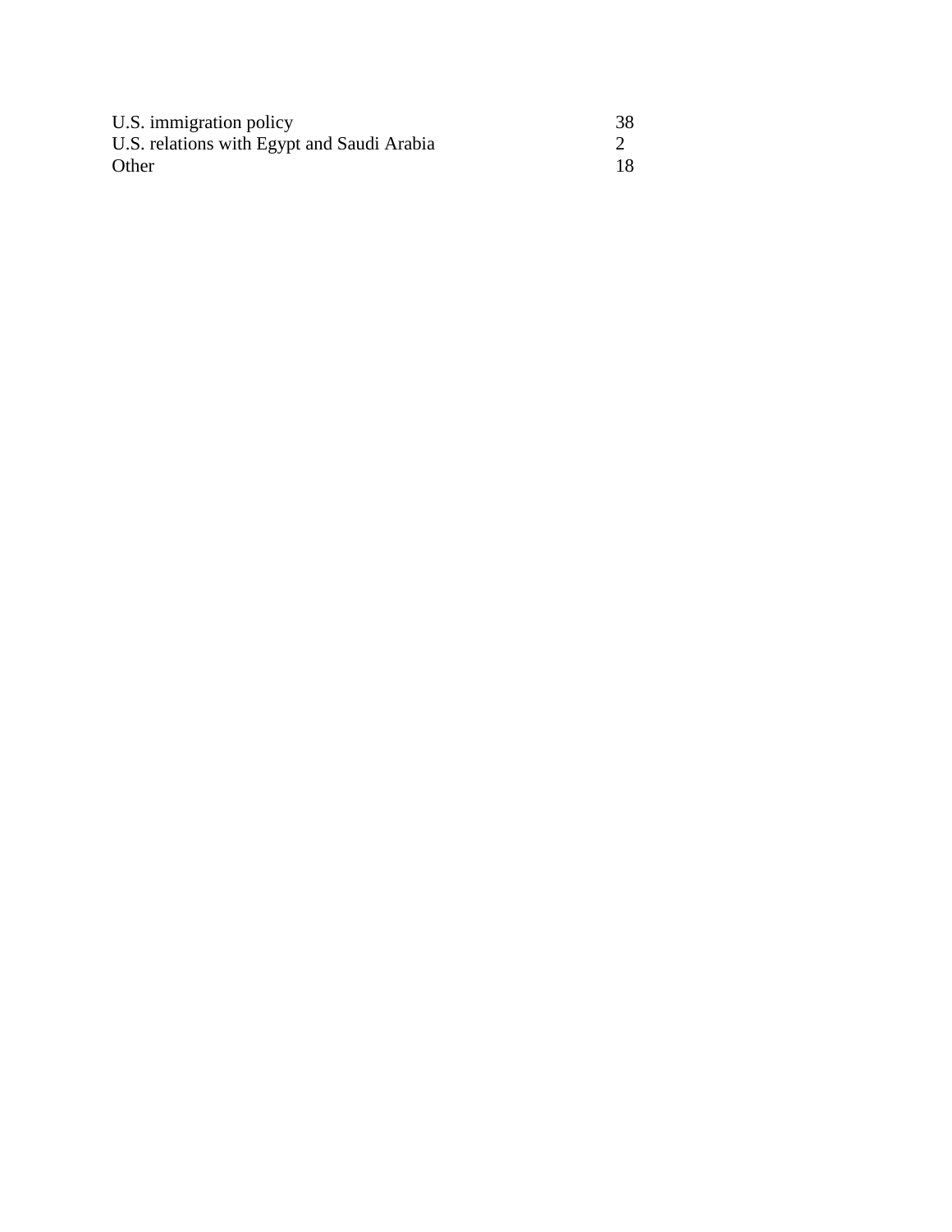| | |
|---|---|
| U.S. immigration policy | 38 |
| U.S. relations with Egypt and Saudi Arabia | 2 |
| Other | 18 |